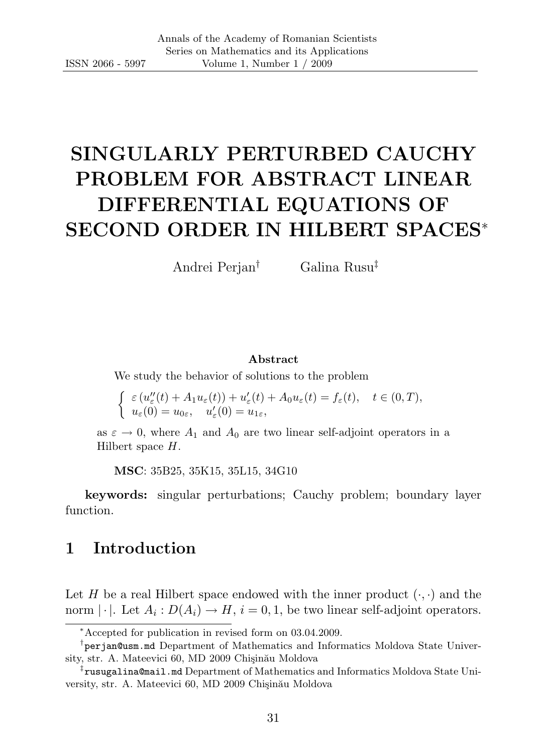# SINGULARLY PERTURBED CAUCHY PROBLEM FOR ABSTRACT LINEAR DIFFERENTIAL EQUATIONS OF SECOND ORDER IN HILBERT SPACES*

Andrei Perjan[†] Galina Rusu[‡]

**Abstract**

We study the behavior of solutions to the problem

$$\begin{cases} \varepsilon\left(u_\varepsilon''(t) + A_1 u_\varepsilon(t)\right) + u_\varepsilon'(t) + A_0 u_\varepsilon(t) = f_\varepsilon(t), \quad t \in (0,T), \\ u_\varepsilon(0) = u_{0\varepsilon}, \quad u_\varepsilon'(0) = u_{1\varepsilon}, \end{cases}$$

as $\varepsilon \to 0$, where $A_1$ and $A_0$ are two linear self-adjoint operators in a Hilbert space $H$.

**MSC**: 35B25, 35K15, 35L15, 34G10

**keywords:** singular perturbations; Cauchy problem; boundary layer function.

## 1 Introduction

Let $H$ be a real Hilbert space endowed with the inner product $(\cdot,\cdot)$ and the norm $|\cdot|$. Let $A_i : D(A_i) \to H$, $i = 0, 1$, be two linear self-adjoint operators.

---

*Accepted for publication in revised form on 03.04.2009.

[†]perjan@usm.md Department of Mathematics and Informatics Moldova State University, str. A. Mateevici 60, MD 2009 Chişinău Moldova

[‡]rusugalina@mail.md Department of Mathematics and Informatics Moldova State University, str. A. Mateevici 60, MD 2009 Chişinău Moldova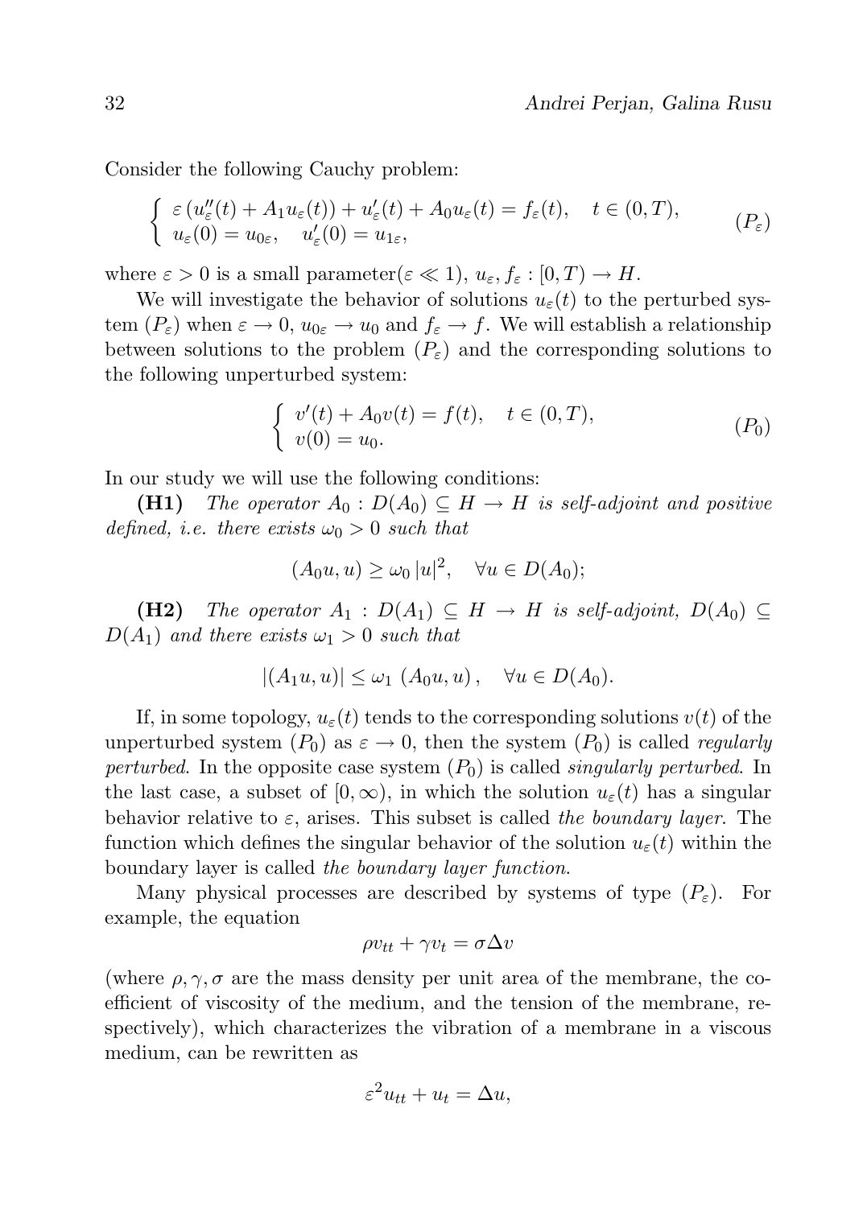Consider the following Cauchy problem:

$$\begin{cases} \varepsilon \left(u_\varepsilon''(t) + A_1 u_\varepsilon(t)\right) + u_\varepsilon'(t) + A_0 u_\varepsilon(t) = f_\varepsilon(t), \quad t \in (0,T), \\ u_\varepsilon(0) = u_{0\varepsilon}, \quad u_\varepsilon'(0) = u_{1\varepsilon}, \end{cases} \qquad (P_\varepsilon)$$

where $\varepsilon > 0$ is a small parameter($\varepsilon \ll 1$), $u_\varepsilon, f_\varepsilon : [0,T) \to H$.

We will investigate the behavior of solutions $u_\varepsilon(t)$ to the perturbed system $(P_\varepsilon)$ when $\varepsilon \to 0$, $u_{0\varepsilon} \to u_0$ and $f_\varepsilon \to f$. We will establish a relationship between solutions to the problem $(P_\varepsilon)$ and the corresponding solutions to the following unperturbed system:

$$\begin{cases} v'(t) + A_0 v(t) = f(t), \quad t \in (0,T), \\ v(0) = u_0. \end{cases} \qquad (P_0)$$

In our study we will use the following conditions:

**(H1)** *The operator $A_0 : D(A_0) \subseteq H \to H$ is self-adjoint and positive defined, i.e. there exists $\omega_0 > 0$ such that*

$$(A_0 u, u) \geq \omega_0 \, |u|^2, \quad \forall u \in D(A_0);$$

**(H2)** *The operator $A_1 : D(A_1) \subseteq H \to H$ is self-adjoint, $D(A_0) \subseteq D(A_1)$ and there exists $\omega_1 > 0$ such that*

$$|(A_1 u, u)| \leq \omega_1 \, (A_0 u, u)\,, \quad \forall u \in D(A_0).$$

If, in some topology, $u_\varepsilon(t)$ tends to the corresponding solutions $v(t)$ of the unperturbed system $(P_0)$ as $\varepsilon \to 0$, then the system $(P_0)$ is called *regularly perturbed*. In the opposite case system $(P_0)$ is called *singularly perturbed*. In the last case, a subset of $[0,\infty)$, in which the solution $u_\varepsilon(t)$ has a singular behavior relative to $\varepsilon$, arises. This subset is called *the boundary layer*. The function which defines the singular behavior of the solution $u_\varepsilon(t)$ within the boundary layer is called *the boundary layer function*.

Many physical processes are described by systems of type $(P_\varepsilon)$. For example, the equation

$$\rho v_{tt} + \gamma v_t = \sigma \Delta v$$

(where $\rho, \gamma, \sigma$ are the mass density per unit area of the membrane, the coefficient of viscosity of the medium, and the tension of the membrane, respectively), which characterizes the vibration of a membrane in a viscous medium, can be rewritten as

$$\varepsilon^2 u_{tt} + u_t = \Delta u,$$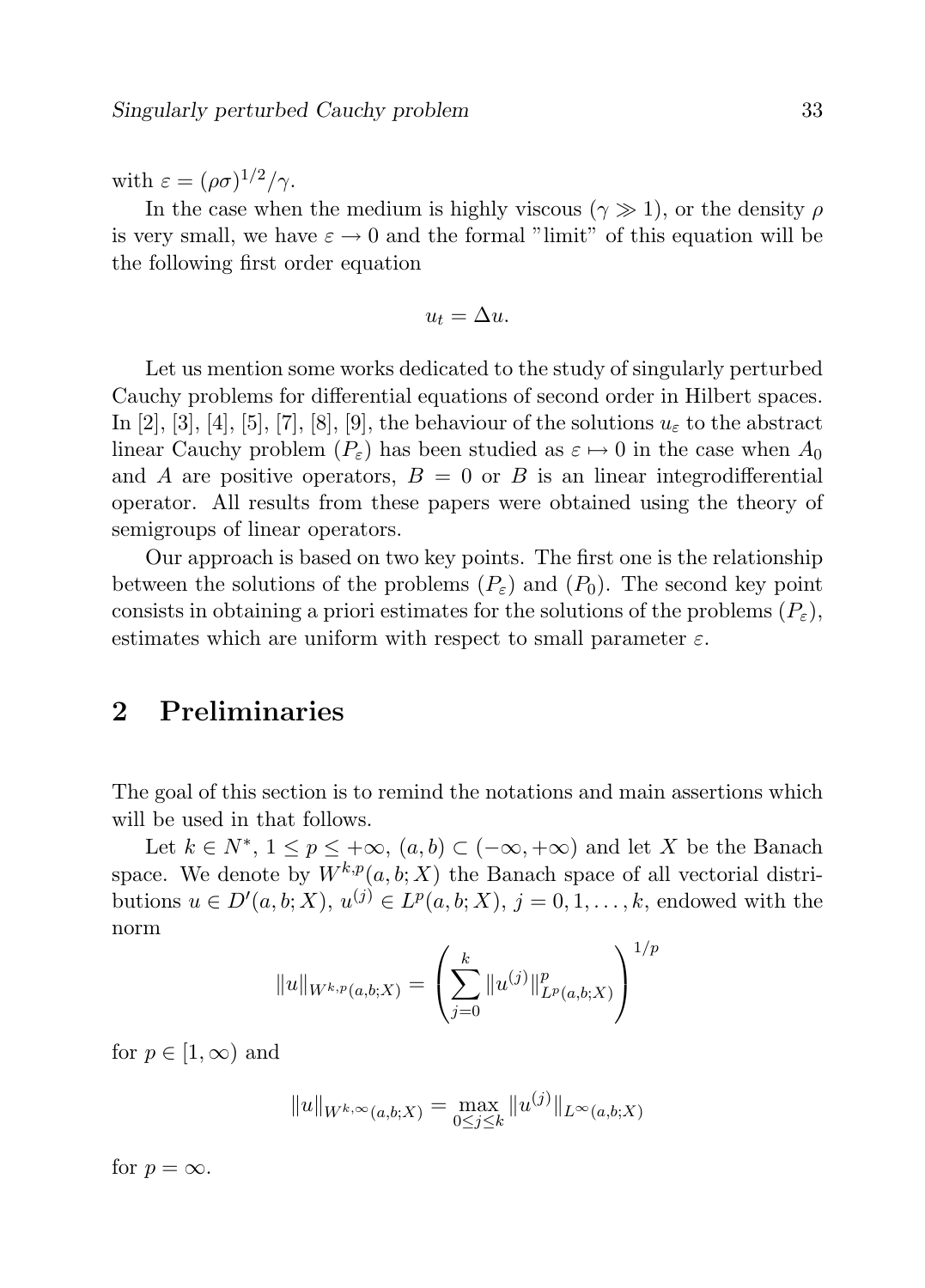with $\varepsilon = (\rho\sigma)^{1/2}/\gamma$.

In the case when the medium is highly viscous ($\gamma \gg 1$), or the density $\rho$ is very small, we have $\varepsilon \to 0$ and the formal "limit" of this equation will be the following first order equation

$$u_t = \Delta u.$$

Let us mention some works dedicated to the study of singularly perturbed Cauchy problems for differential equations of second order in Hilbert spaces. In [2], [3], [4], [5], [7], [8], [9], the behaviour of the solutions $u_\varepsilon$ to the abstract linear Cauchy problem $(P_\varepsilon)$ has been studied as $\varepsilon \mapsto 0$ in the case when $A_0$ and $A$ are positive operators, $B = 0$ or $B$ is an linear integrodifferential operator. All results from these papers were obtained using the theory of semigroups of linear operators.

Our approach is based on two key points. The first one is the relationship between the solutions of the problems $(P_\varepsilon)$ and $(P_0)$. The second key point consists in obtaining a priori estimates for the solutions of the problems $(P_\varepsilon)$, estimates which are uniform with respect to small parameter $\varepsilon$.

## 2 Preliminaries

The goal of this section is to remind the notations and main assertions which will be used in that follows.

Let $k \in N^*$, $1 \le p \le +\infty$, $(a,b) \subset (-\infty,+\infty)$ and let $X$ be the Banach space. We denote by $W^{k,p}(a,b;X)$ the Banach space of all vectorial distributions $u \in D'(a,b;X)$, $u^{(j)} \in L^p(a,b;X)$, $j = 0,1,\ldots,k$, endowed with the norm

$$\|u\|_{W^{k,p}(a,b;X)} = \left( \sum_{j=0}^{k} \|u^{(j)}\|^p_{L^p(a,b;X)} \right)^{1/p}$$

for $p \in [1,\infty)$ and

$$\|u\|_{W^{k,\infty}(a,b;X)} = \max_{0 \le j \le k} \|u^{(j)}\|_{L^\infty(a,b;X)}$$

for $p = \infty$.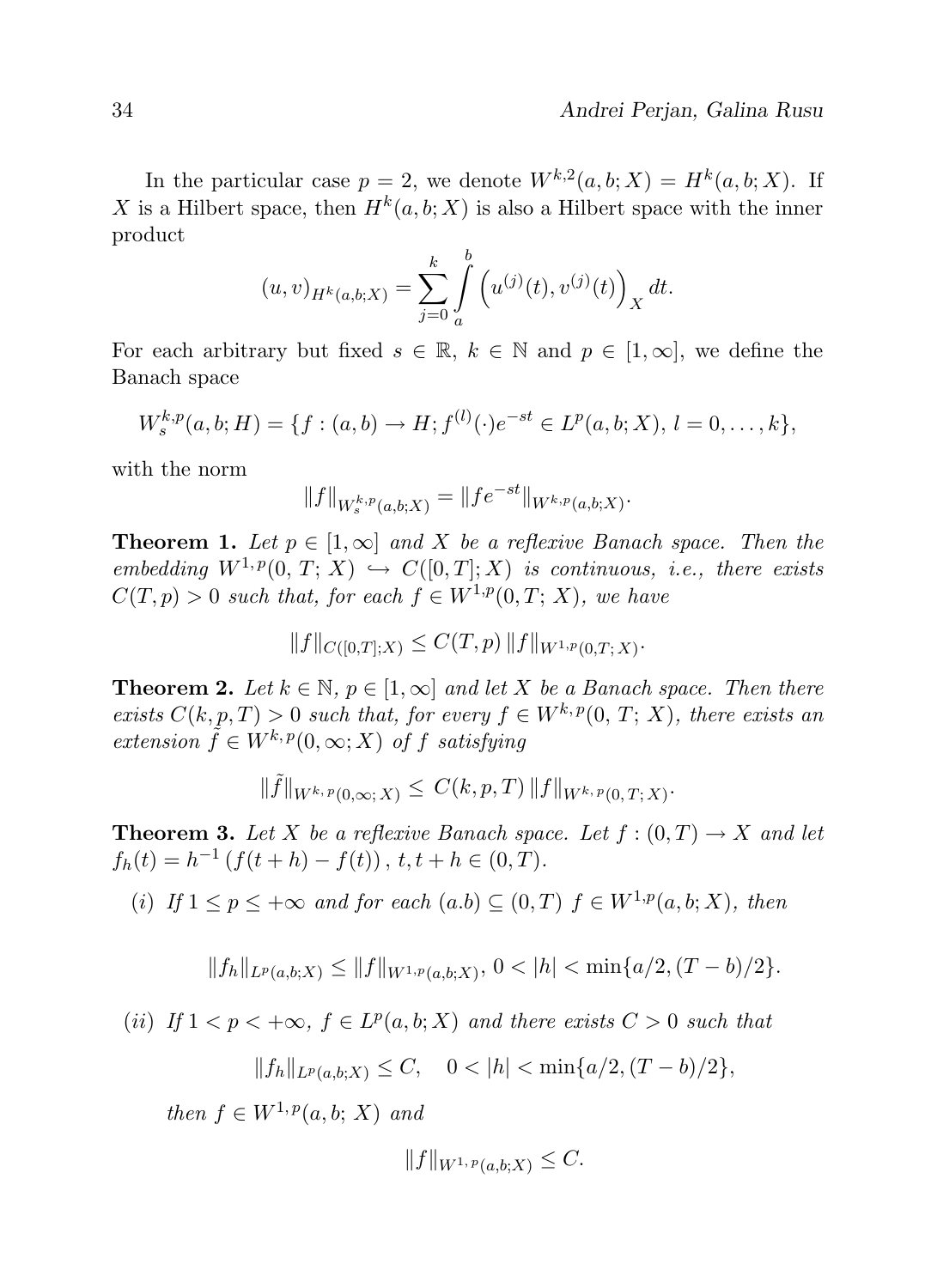In the particular case $p = 2$, we denote $W^{k,2}(a, b; X) = H^k(a, b; X)$. If $X$ is a Hilbert space, then $H^k(a, b; X)$ is also a Hilbert space with the inner product

$$(u, v)_{H^k(a,b;X)} = \sum_{j=0}^{k} \int_a^b \left( u^{(j)}(t), v^{(j)}(t) \right)_X dt.$$

For each arbitrary but fixed $s \in \mathbb{R}$, $k \in \mathbb{N}$ and $p \in [1, \infty]$, we define the Banach space

$$W_s^{k,p}(a, b; H) = \{f : (a, b) \to H; f^{(l)}(\cdot)e^{-st} \in L^p(a, b; X),\, l = 0, \dots, k\},$$

with the norm

$$\|f\|_{W_s^{k,p}(a,b;X)} = \|fe^{-st}\|_{W^{k,p}(a,b;X)}.$$

**Theorem 1.** *Let $p \in [1, \infty]$ and $X$ be a reflexive Banach space. Then the embedding $W^{1,p}(0, T; X) \hookrightarrow C([0, T]; X)$ is continuous, i.e., there exists $C(T, p) > 0$ such that, for each $f \in W^{1,p}(0, T; X)$, we have*

$$\|f\|_{C([0,T];X)} \leq C(T, p)\, \|f\|_{W^{1,p}(0,T;\, X)}.$$

**Theorem 2.** *Let $k \in \mathbb{N}$, $p \in [1, \infty]$ and let $X$ be a Banach space. Then there exists $C(k, p, T) > 0$ such that, for every $f \in W^{k,p}(0, T; X)$, there exists an extension $\tilde{f} \in W^{k,p}(0, \infty; X)$ of $f$ satisfying*

$$\|\tilde{f}\|_{W^{k,\,p}(0,\infty;\,X)} \leq C(k, p, T)\, \|f\|_{W^{k,\,p}(0,\,T;\,X)}.$$

**Theorem 3.** *Let $X$ be a reflexive Banach space. Let $f : (0, T) \to X$ and let $f_h(t) = h^{-1} \left( f(t + h) - f(t) \right),\, t, t + h \in (0, T)$.*

*(i) If $1 \leq p \leq +\infty$ and for each $(a.b) \subseteq (0, T)$ $f \in W^{1,p}(a, b; X)$, then*

$$\|f_h\|_{L^p(a,b;X)} \leq \|f\|_{W^{1,p}(a,b;X)},\; 0 < |h| < \min\{a/2, (T - b)/2\}.$$

*(ii) If $1 < p < +\infty$, $f \in L^p(a, b; X)$ and there exists $C > 0$ such that*

$$\|f_h\|_{L^p(a,b;X)} \leq C, \quad 0 < |h| < \min\{a/2, (T - b)/2\},$$

*then $f \in W^{1,p}(a, b; X)$ and*

$$\|f\|_{W^{1,\,p}(a,b;X)} \leq C.$$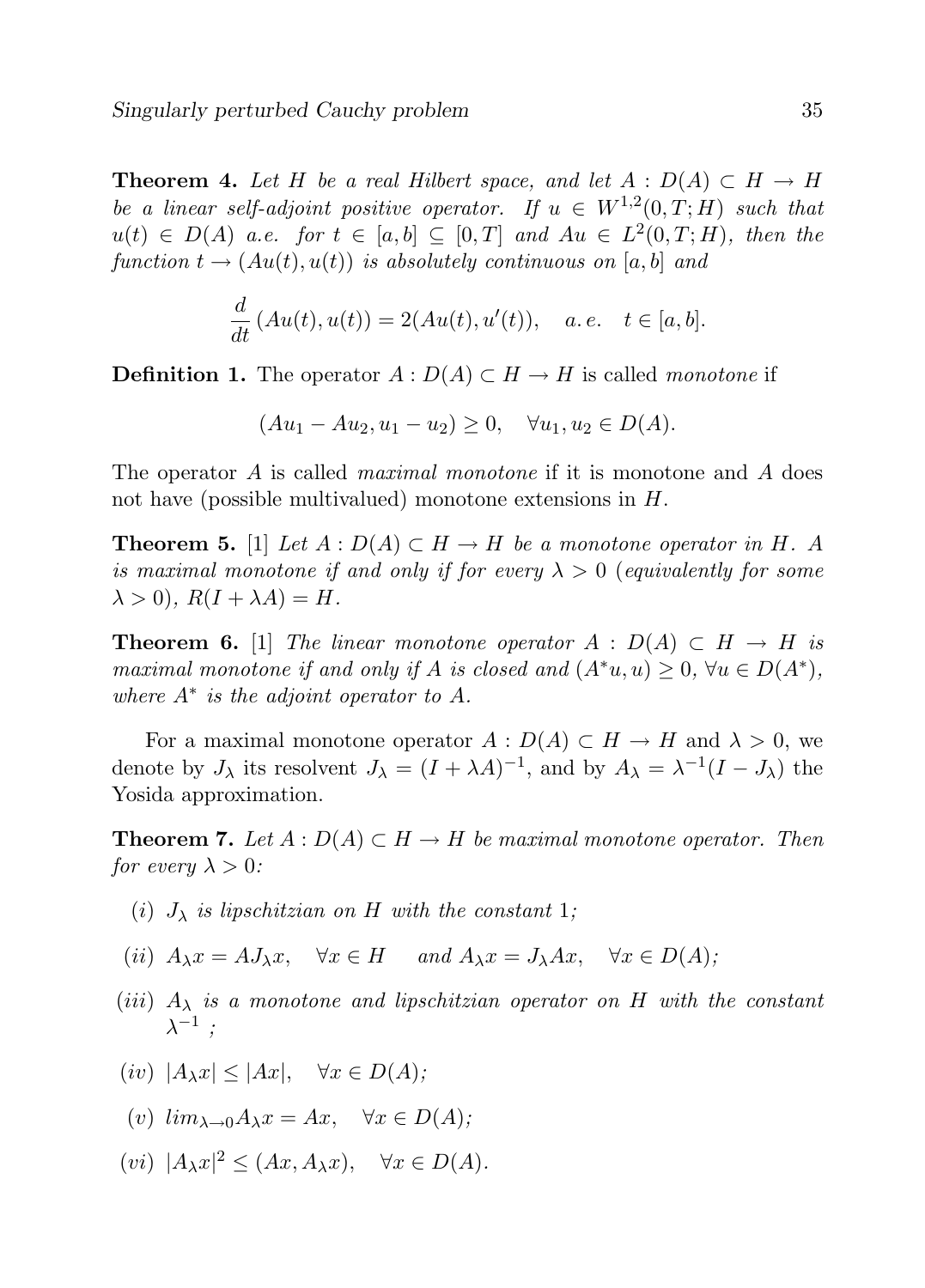**Theorem 4.** *Let $H$ be a real Hilbert space, and let $A : D(A) \subset H \to H$ be a linear self-adjoint positive operator. If $u \in W^{1,2}(0,T;H)$ such that $u(t) \in D(A)$ a.e. for $t \in [a,b] \subseteq [0,T]$ and $Au \in L^2(0,T;H)$, then the function $t \to (Au(t), u(t))$ is absolutely continuous on $[a,b]$ and*

$$\frac{d}{dt}(Au(t), u(t)) = 2(Au(t), u'(t)), \quad a.e. \quad t \in [a,b].$$

**Definition 1.** The operator $A : D(A) \subset H \to H$ is called *monotone* if

$$(Au_1 - Au_2, u_1 - u_2) \geq 0, \quad \forall u_1, u_2 \in D(A).$$

The operator $A$ is called *maximal monotone* if it is monotone and $A$ does not have (possible multivalued) monotone extensions in $H$.

**Theorem 5.** [1] *Let $A : D(A) \subset H \to H$ be a monotone operator in $H$. $A$ is maximal monotone if and only if for every $\lambda > 0$ (equivalently for some $\lambda > 0$), $R(I + \lambda A) = H$.*

**Theorem 6.** [1] *The linear monotone operator $A : D(A) \subset H \to H$ is maximal monotone if and only if $A$ is closed and $(A^*u, u) \geq 0$, $\forall u \in D(A^*)$, where $A^*$ is the adjoint operator to $A$.*

For a maximal monotone operator $A : D(A) \subset H \to H$ and $\lambda > 0$, we denote by $J_\lambda$ its resolvent $J_\lambda = (I + \lambda A)^{-1}$, and by $A_\lambda = \lambda^{-1}(I - J_\lambda)$ the Yosida approximation.

**Theorem 7.** *Let $A : D(A) \subset H \to H$ be maximal monotone operator. Then for every $\lambda > 0$:*

(i) *$J_\lambda$ is lipschitzian on $H$ with the constant 1;*

(ii) *$A_\lambda x = AJ_\lambda x, \quad \forall x \in H \quad$ and $A_\lambda x = J_\lambda Ax, \quad \forall x \in D(A)$;*

(iii) *$A_\lambda$ is a monotone and lipschitzian operator on $H$ with the constant $\lambda^{-1}$ ;*

(iv) *$|A_\lambda x| \leq |Ax|, \quad \forall x \in D(A)$;*

(v) *$lim_{\lambda \to 0} A_\lambda x = Ax, \quad \forall x \in D(A)$;*

(vi) *$|A_\lambda x|^2 \leq (Ax, A_\lambda x), \quad \forall x \in D(A)$.*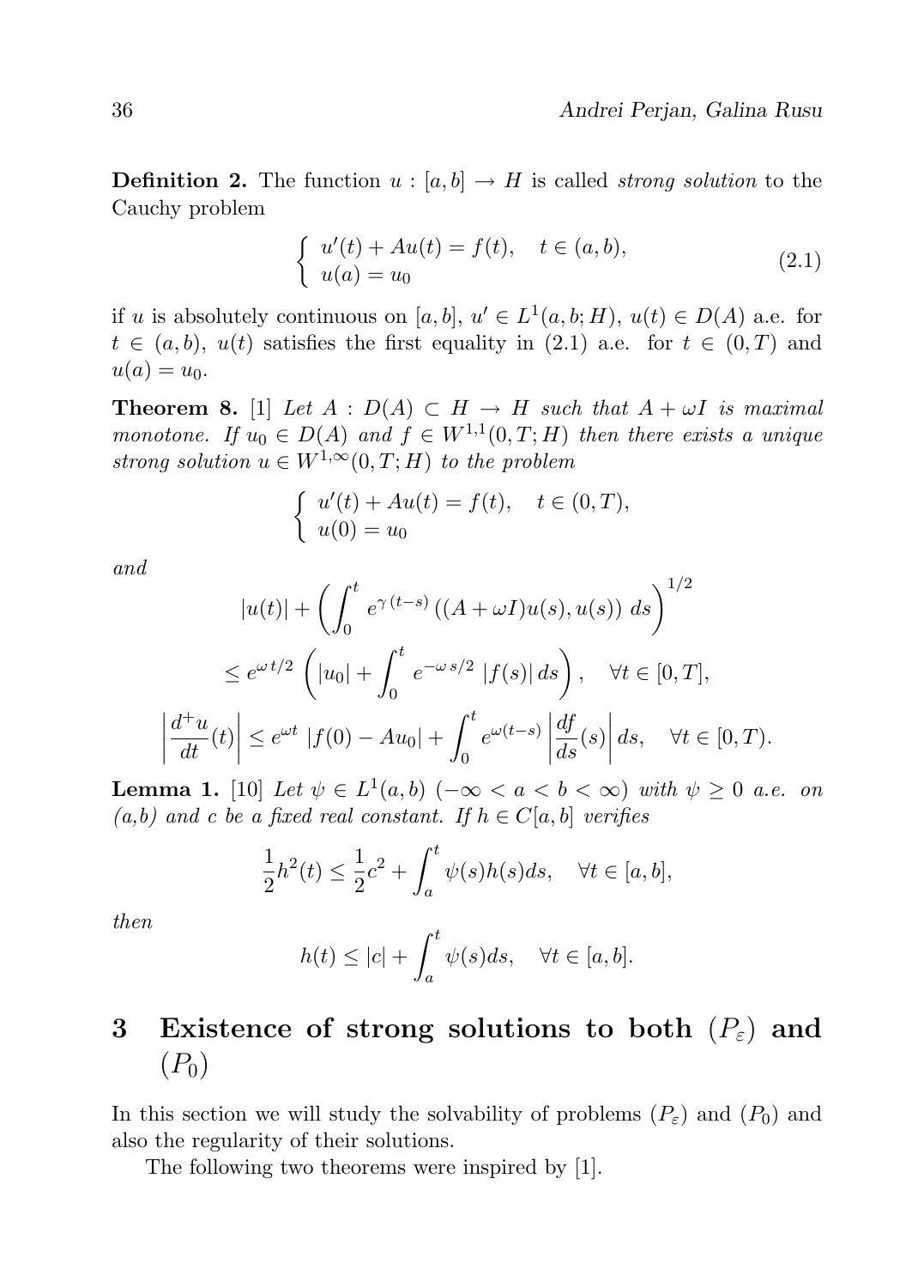**Definition 2.** The function $u : [a,b] \to H$ is called *strong solution* to the Cauchy problem

$$
\begin{cases} u'(t) + Au(t) = f(t), & t \in (a,b), \\ u(a) = u_0 \end{cases} \tag{2.1}
$$

if $u$ is absolutely continuous on $[a,b]$, $u' \in L^1(a,b;H)$, $u(t) \in D(A)$ a.e. for $t \in (a,b)$, $u(t)$ satisfies the first equality in (2.1) a.e. for $t \in (0,T)$ and $u(a) = u_0$.

**Theorem 8.** [1] *Let $A : D(A) \subset H \to H$ such that $A + \omega I$ is maximal monotone. If $u_0 \in D(A)$ and $f \in W^{1,1}(0,T;H)$ then there exists a unique strong solution $u \in W^{1,\infty}(0,T;H)$ to the problem*

$$
\begin{cases} u'(t) + Au(t) = f(t), & t \in (0,T), \\ u(0) = u_0 \end{cases}
$$

*and*

$$
|u(t)| + \left( \int_0^t e^{\gamma\,(t-s)} \left( (A + \omega I) u(s), u(s) \right) \, ds \right)^{1/2}
$$

$$
\leq e^{\omega\, t/2} \left( |u_0| + \int_0^t e^{-\omega\, s/2} \, |f(s)| \, ds \right), \quad \forall t \in [0,T],
$$

$$
\left| \frac{d^+ u}{dt}(t) \right| \leq e^{\omega t} \, |f(0) - Au_0| + \int_0^t e^{\omega (t-s)} \left| \frac{df}{ds}(s) \right| ds, \quad \forall t \in [0,T).
$$

**Lemma 1.** [10] *Let $\psi \in L^1(a,b)$ $(-\infty < a < b < \infty)$ with $\psi \geq 0$ a.e. on (a,b) and $c$ be a fixed real constant. If $h \in C[a,b]$ verifies*

$$
\frac{1}{2} h^2(t) \leq \frac{1}{2} c^2 + \int_a^t \psi(s) h(s) ds, \quad \forall t \in [a,b],
$$

*then*

$$
h(t) \leq |c| + \int_a^t \psi(s) ds, \quad \forall t \in [a,b].
$$

# 3 Existence of strong solutions to both $(P_\varepsilon)$ and $(P_0)$

In this section we will study the solvability of problems $(P_\varepsilon)$ and $(P_0)$ and also the regularity of their solutions.

The following two theorems were inspired by [1].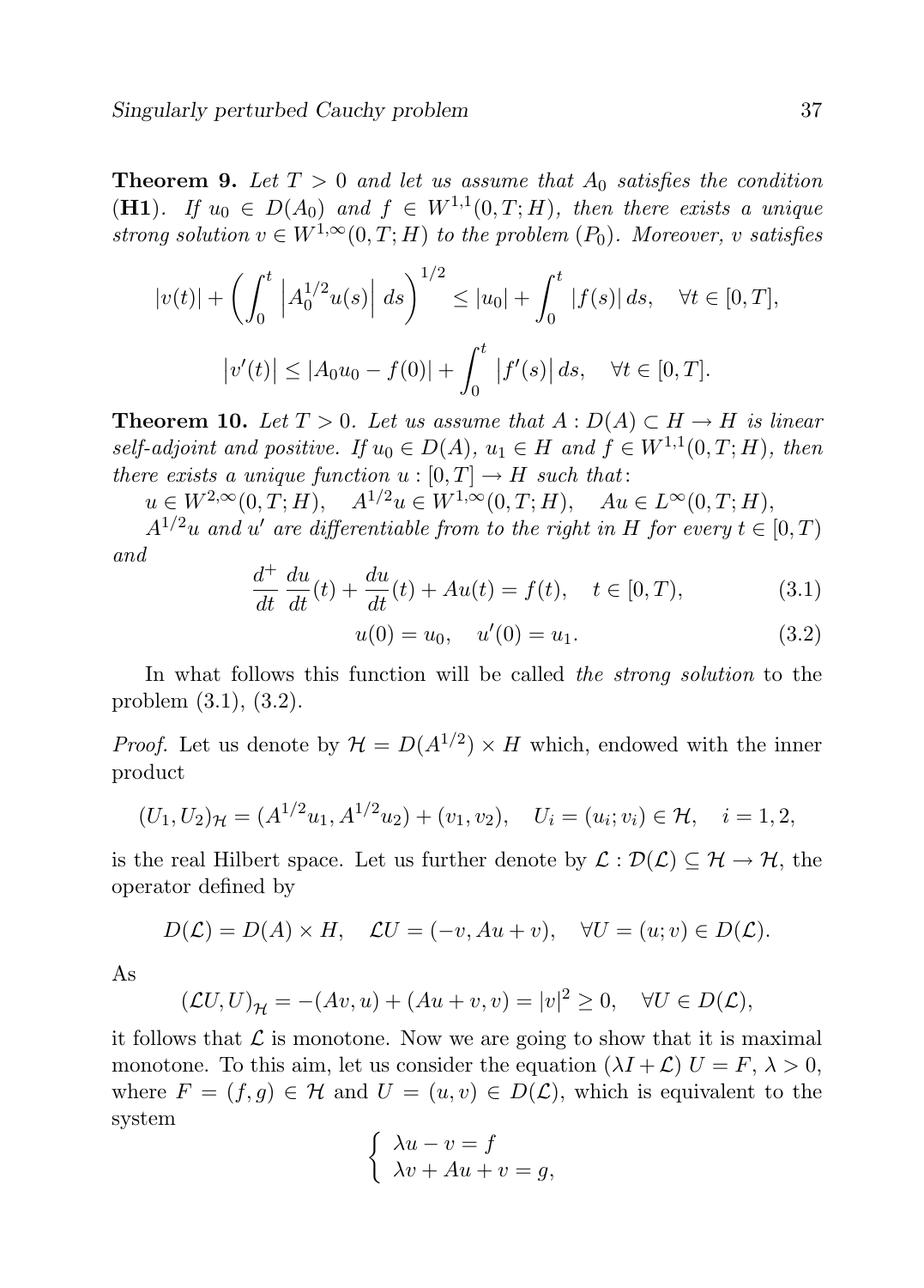**Theorem 9.** *Let $T > 0$ and let us assume that $A_0$ satisfies the condition* (**H1**)*. If $u_0 \in D(A_0)$ and $f \in W^{1,1}(0,T;H)$, then there exists a unique strong solution $v \in W^{1,\infty}(0,T;H)$ to the problem $(P_0)$. Moreover, $v$ satisfies*

$$|v(t)| + \left( \int_0^t \left| A_0^{1/2} u(s) \right| ds \right)^{1/2} \leq |u_0| + \int_0^t |f(s)|\, ds, \quad \forall t \in [0,T],$$

$$\left| v'(t) \right| \leq |A_0 u_0 - f(0)| + \int_0^t \left| f'(s) \right| ds, \quad \forall t \in [0,T].$$

**Theorem 10.** *Let $T > 0$. Let us assume that $A : D(A) \subset H \to H$ is linear self-adjoint and positive. If $u_0 \in D(A)$, $u_1 \in H$ and $f \in W^{1,1}(0,T;H)$, then there exists a unique function $u : [0,T] \to H$ such that:*

*$u \in W^{2,\infty}(0,T;H)$, $\quad A^{1/2}u \in W^{1,\infty}(0,T;H)$, $\quad Au \in L^{\infty}(0,T;H)$,*

*$A^{1/2}u$ and $u'$ are differentiable from to the right in $H$ for every $t \in [0,T)$ and*

$$\frac{d^+}{dt}\frac{du}{dt}(t) + \frac{du}{dt}(t) + Au(t) = f(t), \quad t \in [0,T), \tag{3.1}$$

$$u(0) = u_0, \quad u'(0) = u_1. \tag{3.2}$$

In what follows this function will be called *the strong solution* to the problem (3.1), (3.2).

*Proof.* Let us denote by $\mathcal{H} = D(A^{1/2}) \times H$ which, endowed with the inner product

$$(U_1, U_2)_{\mathcal{H}} = (A^{1/2}u_1, A^{1/2}u_2) + (v_1, v_2), \quad U_i = (u_i; v_i) \in \mathcal{H}, \quad i = 1, 2,$$

is the real Hilbert space. Let us further denote by $\mathcal{L} : \mathcal{D}(\mathcal{L}) \subseteq \mathcal{H} \to \mathcal{H}$, the operator defined by

$$D(\mathcal{L}) = D(A) \times H, \quad \mathcal{L}U = (-v, Au + v), \quad \forall U = (u; v) \in D(\mathcal{L}).$$

As

$$(\mathcal{L}U, U)_{\mathcal{H}} = -(Av, u) + (Au + v, v) = |v|^2 \geq 0, \quad \forall U \in D(\mathcal{L}),$$

it follows that $\mathcal{L}$ is monotone. Now we are going to show that it is maximal monotone. To this aim, let us consider the equation $(\lambda I + \mathcal{L})\, U = F$, $\lambda > 0$, where $F = (f, g) \in \mathcal{H}$ and $U = (u, v) \in D(\mathcal{L})$, which is equivalent to the system

$$\begin{cases} \lambda u - v = f \\ \lambda v + Au + v = g, \end{cases}$$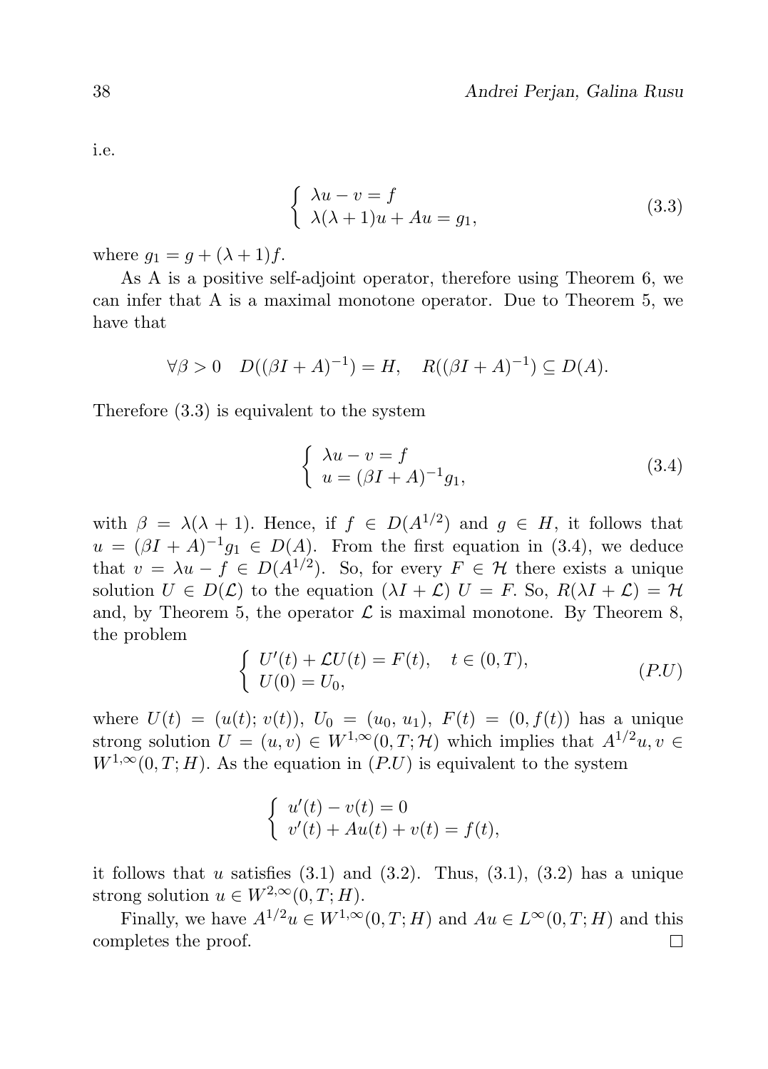i.e.

$$
\begin{cases} \lambda u - v = f \\ \lambda(\lambda+1)u + Au = g_1, \end{cases} \tag{3.3}
$$

where $g_1 = g + (\lambda+1)f$.

As A is a positive self-adjoint operator, therefore using Theorem 6, we can infer that A is a maximal monotone operator. Due to Theorem 5, we have that

$$
\forall \beta > 0 \quad D((\beta I + A)^{-1}) = H, \quad R((\beta I + A)^{-1}) \subseteq D(A).
$$

Therefore (3.3) is equivalent to the system

$$
\begin{cases} \lambda u - v = f \\ u = (\beta I + A)^{-1} g_1, \end{cases} \tag{3.4}
$$

with $\beta = \lambda(\lambda+1)$. Hence, if $f \in D(A^{1/2})$ and $g \in H$, it follows that $u = (\beta I + A)^{-1} g_1 \in D(A)$. From the first equation in (3.4), we deduce that $v = \lambda u - f \in D(A^{1/2})$. So, for every $F \in \mathcal{H}$ there exists a unique solution $U \in D(\mathcal{L})$ to the equation $(\lambda I + \mathcal{L})\, U = F$. So, $R(\lambda I + \mathcal{L}) = \mathcal{H}$ and, by Theorem 5, the operator $\mathcal{L}$ is maximal monotone. By Theorem 8, the problem

$$
\begin{cases} U'(t) + \mathcal{L}U(t) = F(t), \quad t \in (0,T), \\ U(0) = U_0, \end{cases} \tag{$P.U$}
$$

where $U(t) = (u(t); v(t))$, $U_0 = (u_0, u_1)$, $F(t) = (0, f(t))$ has a unique strong solution $U = (u, v) \in W^{1,\infty}(0,T;\mathcal{H})$ which implies that $A^{1/2}u, v \in W^{1,\infty}(0,T;H)$. As the equation in $(P.U)$ is equivalent to the system

$$
\begin{cases} u'(t) - v(t) = 0 \\ v'(t) + Au(t) + v(t) = f(t), \end{cases}
$$

it follows that $u$ satisfies (3.1) and (3.2). Thus, (3.1), (3.2) has a unique strong solution $u \in W^{2,\infty}(0,T;H)$.

Finally, we have $A^{1/2}u \in W^{1,\infty}(0,T;H)$ and $Au \in L^\infty(0,T;H)$ and this completes the proof. $\square$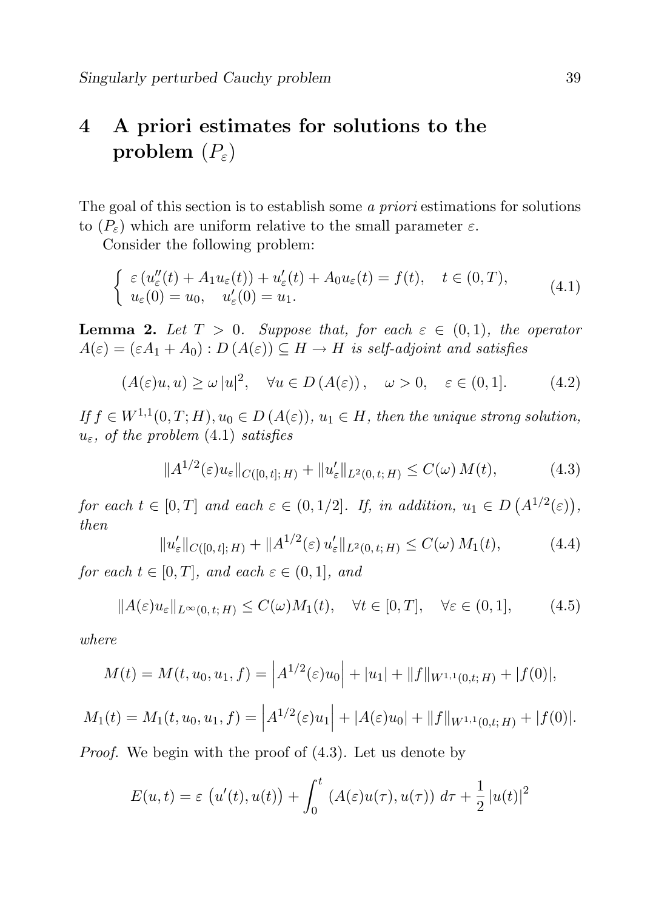# 4 A priori estimates for solutions to the problem $(P_\varepsilon)$

The goal of this section is to establish some *a priori* estimations for solutions to $(P_\varepsilon)$ which are uniform relative to the small parameter $\varepsilon$.

Consider the following problem:

$$
\begin{cases} \varepsilon \left( u_\varepsilon''(t) + A_1 u_\varepsilon(t) \right) + u_\varepsilon'(t) + A_0 u_\varepsilon(t) = f(t), \quad t \in (0,T), \\ u_\varepsilon(0) = u_0, \quad u_\varepsilon'(0) = u_1. \end{cases} \tag{4.1}
$$

**Lemma 2.** *Let $T > 0$. Suppose that, for each $\varepsilon \in (0,1)$, the operator $A(\varepsilon) = (\varepsilon A_1 + A_0) : D\left(A(\varepsilon)\right) \subseteq H \to H$ is self-adjoint and satisfies*

$$
(A(\varepsilon)u, u) \geq \omega \, |u|^2, \quad \forall u \in D\left(A(\varepsilon)\right), \quad \omega > 0, \quad \varepsilon \in (0,1]. \tag{4.2}
$$

*If $f \in W^{1,1}(0,T;H)$, $u_0 \in D\left(A(\varepsilon)\right)$, $u_1 \in H$, then the unique strong solution, $u_\varepsilon$, of the problem* (4.1) *satisfies*

$$
\|A^{1/2}(\varepsilon) u_\varepsilon\|_{C([0,t];\, H)} + \|u_\varepsilon'\|_{L^2(0,\,t;\, H)} \leq C(\omega) \, M(t), \tag{4.3}
$$

*for each $t \in [0,T]$ and each $\varepsilon \in (0,1/2]$. If, in addition, $u_1 \in D\left(A^{1/2}(\varepsilon)\right)$, then*

$$
\|u_\varepsilon'\|_{C([0,t];\, H)} + \|A^{1/2}(\varepsilon) \, u_\varepsilon'\|_{L^2(0,\,t;\, H)} \leq C(\omega) \, M_1(t), \tag{4.4}
$$

*for each $t \in [0,T]$, and each $\varepsilon \in (0,1]$, and*

$$
\|A(\varepsilon) u_\varepsilon\|_{L^\infty(0,\,t;\, H)} \leq C(\omega) M_1(t), \quad \forall t \in [0,T], \quad \forall \varepsilon \in (0,1], \tag{4.5}
$$

*where*

$$
M(t) = M(t, u_0, u_1, f) = \left| A^{1/2}(\varepsilon) u_0 \right| + |u_1| + \|f\|_{W^{1,1}(0,t;\, H)} + |f(0)|,
$$

$$
M_1(t) = M_1(t, u_0, u_1, f) = \left| A^{1/2}(\varepsilon) u_1 \right| + |A(\varepsilon) u_0| + \|f\|_{W^{1,1}(0,t;\, H)} + |f(0)|.
$$

*Proof.* We begin with the proof of (4.3). Let us denote by

$$
E(u,t) = \varepsilon \left( u'(t), u(t) \right) + \int_0^t \left( A(\varepsilon) u(\tau), u(\tau) \right) \, d\tau + \frac{1}{2} \left| u(t) \right|^2
$$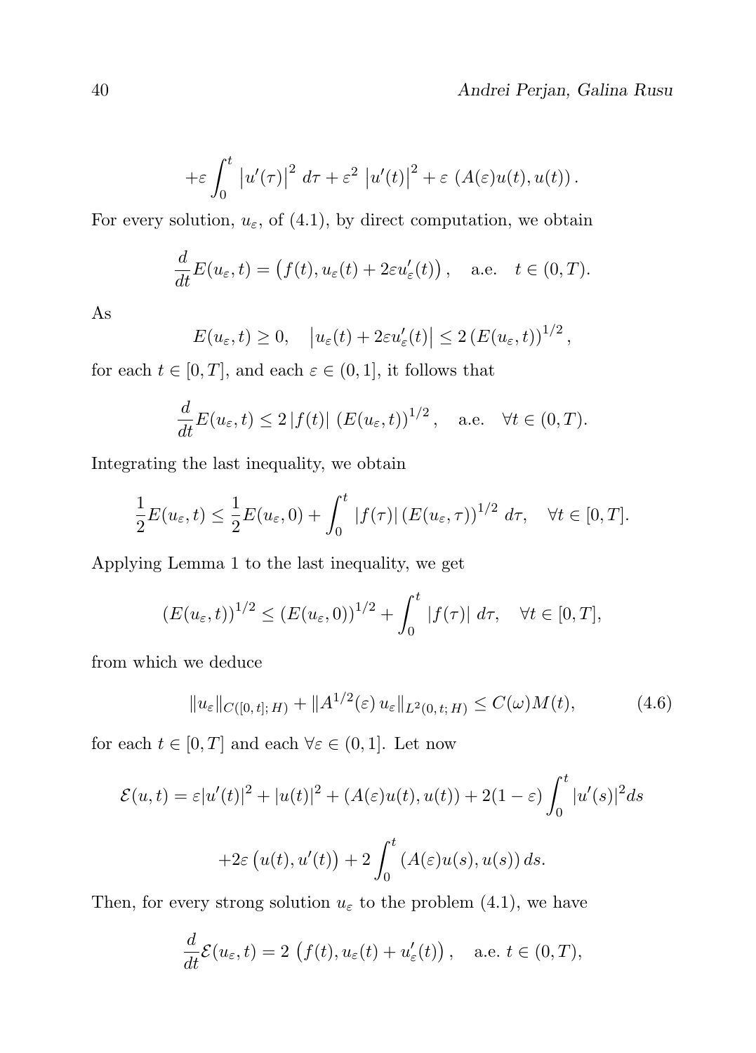$$+\varepsilon \int_0^t \left|u'(\tau)\right|^2 \, d\tau + \varepsilon^2 \left|u'(t)\right|^2 + \varepsilon \, (A(\varepsilon)u(t), u(t)) \, .$$

For every solution, $u_\varepsilon$, of (4.1), by direct computation, we obtain

$$\frac{d}{dt} E(u_\varepsilon, t) = \left(f(t), u_\varepsilon(t) + 2\varepsilon u_\varepsilon'(t)\right), \quad \text{a.e.} \quad t \in (0, T).$$

As

$$E(u_\varepsilon, t) \geq 0, \quad \left|u_\varepsilon(t) + 2\varepsilon u_\varepsilon'(t)\right| \leq 2 \left(E(u_\varepsilon, t)\right)^{1/2},$$

for each $t \in [0, T]$, and each $\varepsilon \in (0, 1]$, it follows that

$$\frac{d}{dt} E(u_\varepsilon, t) \leq 2 \left|f(t)\right| \left(E(u_\varepsilon, t)\right)^{1/2}, \quad \text{a.e.} \quad \forall t \in (0, T).$$

Integrating the last inequality, we obtain

$$\frac{1}{2} E(u_\varepsilon, t) \leq \frac{1}{2} E(u_\varepsilon, 0) + \int_0^t \left|f(\tau)\right| \left(E(u_\varepsilon, \tau)\right)^{1/2} d\tau, \quad \forall t \in [0, T].$$

Applying Lemma 1 to the last inequality, we get

$$\left(E(u_\varepsilon, t)\right)^{1/2} \leq \left(E(u_\varepsilon, 0)\right)^{1/2} + \int_0^t \left|f(\tau)\right| \, d\tau, \quad \forall t \in [0, T],$$

from which we deduce

$$\|u_\varepsilon\|_{C([0,t];\, H)} + \|A^{1/2}(\varepsilon) \, u_\varepsilon\|_{L^2(0,\, t;\, H)} \leq C(\omega) M(t), \tag{4.6}$$

for each $t \in [0, T]$ and each $\forall \varepsilon \in (0, 1]$. Let now

$$\mathcal{E}(u, t) = \varepsilon |u'(t)|^2 + |u(t)|^2 + (A(\varepsilon)u(t), u(t)) + 2(1 - \varepsilon) \int_0^t |u'(s)|^2 ds$$

$$+2\varepsilon \left(u(t), u'(t)\right) + 2 \int_0^t \left(A(\varepsilon)u(s), u(s)\right) ds.$$

Then, for every strong solution $u_\varepsilon$ to the problem (4.1), we have

$$\frac{d}{dt} \mathcal{E}(u_\varepsilon, t) = 2 \, \left(f(t), u_\varepsilon(t) + u_\varepsilon'(t)\right), \quad \text{a.e. } t \in (0, T),$$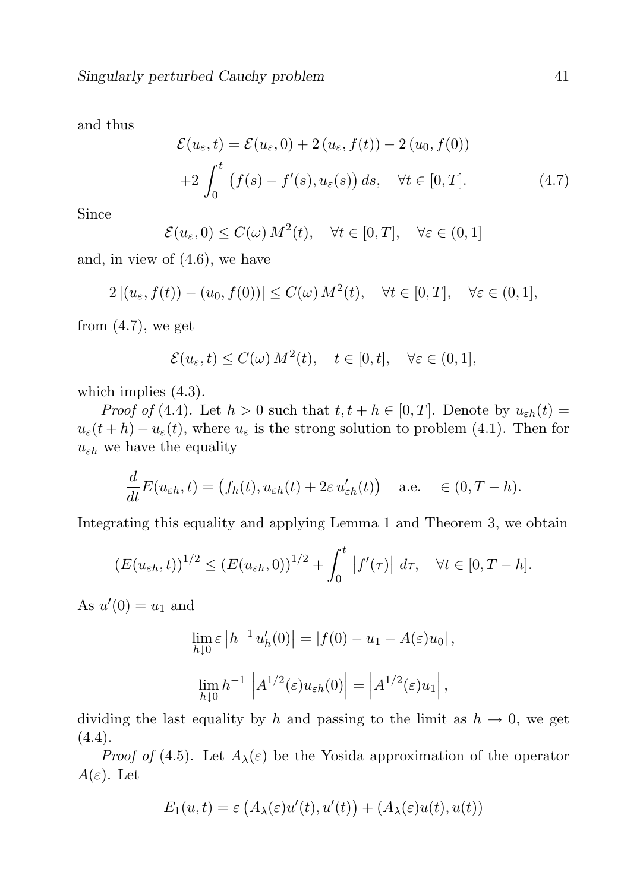and thus

$$
\mathcal{E}(u_\varepsilon, t) = \mathcal{E}(u_\varepsilon, 0) + 2\,(u_\varepsilon, f(t)) - 2\,(u_0, f(0))
$$
$$
+2\int_0^t \big(f(s) - f'(s), u_\varepsilon(s)\big)\, ds, \quad \forall t \in [0,T]. \tag{4.7}
$$

Since

$$
\mathcal{E}(u_\varepsilon, 0) \le C(\omega)\, M^2(t), \quad \forall t \in [0,T], \quad \forall \varepsilon \in (0,1]
$$

and, in view of (4.6), we have

$$
2\,|(u_\varepsilon, f(t)) - (u_0, f(0))| \le C(\omega)\, M^2(t), \quad \forall t \in [0,T], \quad \forall \varepsilon \in (0,1],
$$

from (4.7), we get

$$
\mathcal{E}(u_\varepsilon, t) \le C(\omega)\, M^2(t), \quad t \in [0,t], \quad \forall \varepsilon \in (0,1],
$$

which implies (4.3).

*Proof of* (4.4). Let $h > 0$ such that $t, t+h \in [0,T]$. Denote by $u_{\varepsilon h}(t) = u_\varepsilon(t+h) - u_\varepsilon(t)$, where $u_\varepsilon$ is the strong solution to problem (4.1). Then for $u_{\varepsilon h}$ we have the equality

$$
\frac{d}{dt} E(u_{\varepsilon h}, t) = \big(f_h(t), u_{\varepsilon h}(t) + 2\varepsilon\, u'_{\varepsilon h}(t)\big) \quad \text{a.e.} \quad \in (0, T-h).
$$

Integrating this equality and applying Lemma 1 and Theorem 3, we obtain

$$
(E(u_{\varepsilon h}, t))^{1/2} \le (E(u_{\varepsilon h}, 0))^{1/2} + \int_0^t \left|f'(\tau)\right|\, d\tau, \quad \forall t \in [0, T-h].
$$

As $u'(0) = u_1$ and

$$
\lim_{h \downarrow 0} \varepsilon \left|h^{-1}\, u'_h(0)\right| = |f(0) - u_1 - A(\varepsilon) u_0|\,,
$$

$$
\lim_{h \downarrow 0} h^{-1} \left|A^{1/2}(\varepsilon) u_{\varepsilon h}(0)\right| = \left|A^{1/2}(\varepsilon) u_1\right|,
$$

dividing the last equality by $h$ and passing to the limit as $h \to 0$, we get (4.4).

*Proof of* (4.5). Let $A_\lambda(\varepsilon)$ be the Yosida approximation of the operator $A(\varepsilon)$. Let

$$
E_1(u,t) = \varepsilon\,\big(A_\lambda(\varepsilon) u'(t), u'(t)\big) + (A_\lambda(\varepsilon) u(t), u(t))
$$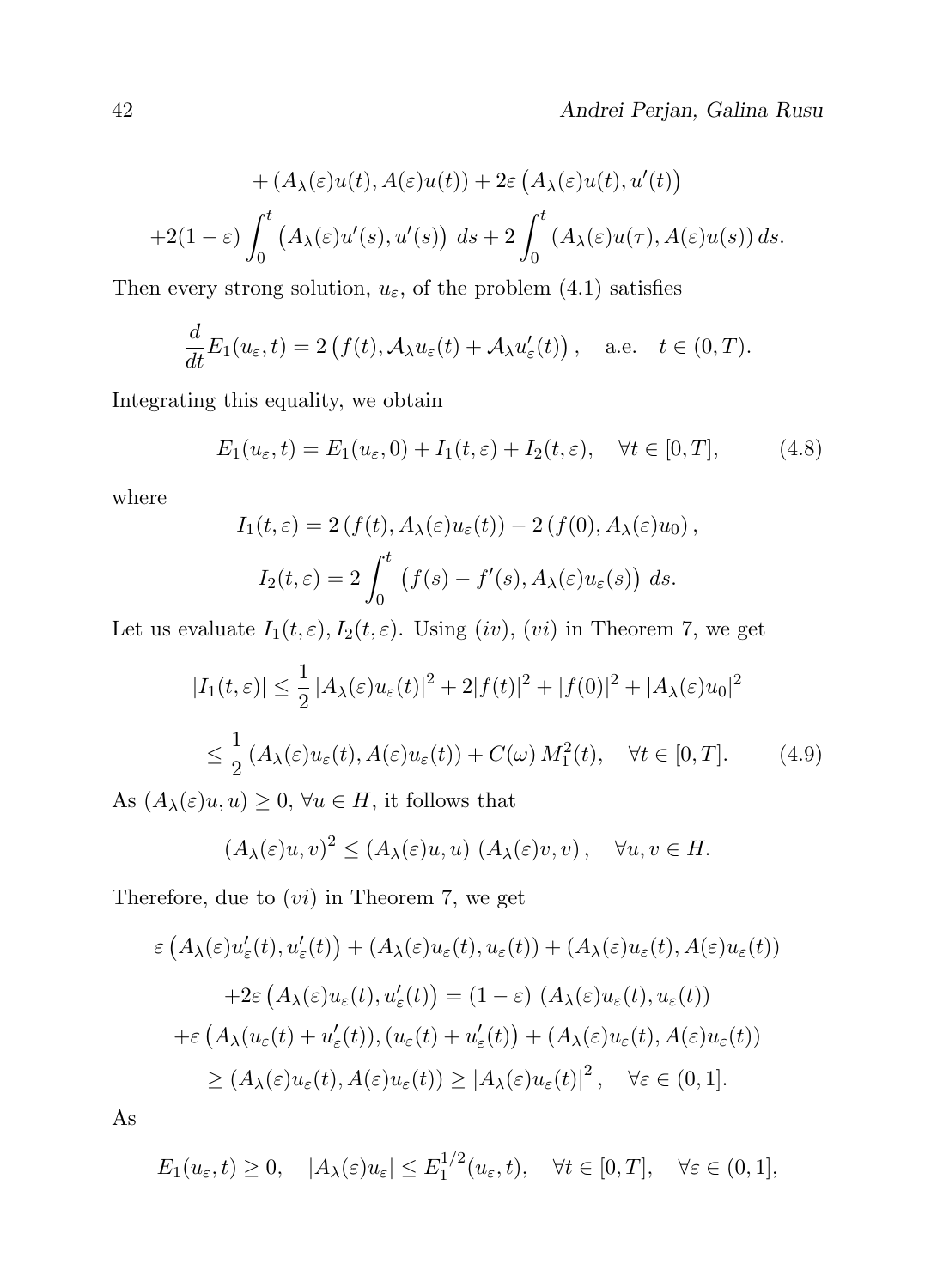$$+ \left(A_\lambda(\varepsilon)u(t), A(\varepsilon)u(t)\right) + 2\varepsilon \left(A_\lambda(\varepsilon)u(t), u'(t)\right)$$

$$+2(1-\varepsilon)\int_0^t \left(A_\lambda(\varepsilon)u'(s), u'(s)\right)\, ds + 2\int_0^t \left(A_\lambda(\varepsilon)u(\tau), A(\varepsilon)u(s)\right) ds.$$

Then every strong solution, $u_\varepsilon$, of the problem (4.1) satisfies

$$\frac{d}{dt}E_1(u_\varepsilon, t) = 2\left(f(t), \mathcal{A}_\lambda u_\varepsilon(t) + \mathcal{A}_\lambda u'_\varepsilon(t)\right), \quad \text{a.e.} \quad t \in (0,T).$$

Integrating this equality, we obtain

$$E_1(u_\varepsilon, t) = E_1(u_\varepsilon, 0) + I_1(t,\varepsilon) + I_2(t,\varepsilon), \quad \forall t \in [0,T], \tag{4.8}$$

where

$$I_1(t,\varepsilon) = 2\left(f(t), A_\lambda(\varepsilon)u_\varepsilon(t)\right) - 2\left(f(0), A_\lambda(\varepsilon)u_0\right),$$

$$I_2(t,\varepsilon) = 2\int_0^t \left(f(s) - f'(s), A_\lambda(\varepsilon)u_\varepsilon(s)\right)\, ds.$$

Let us evaluate $I_1(t,\varepsilon), I_2(t,\varepsilon)$. Using $(iv)$, $(vi)$ in Theorem 7, we get

$$|I_1(t,\varepsilon)| \le \frac{1}{2}\left|A_\lambda(\varepsilon)u_\varepsilon(t)\right|^2 + 2|f(t)|^2 + |f(0)|^2 + |A_\lambda(\varepsilon)u_0|^2$$

$$\le \frac{1}{2}\left(A_\lambda(\varepsilon)u_\varepsilon(t), A(\varepsilon)u_\varepsilon(t)\right) + C(\omega)\, M_1^2(t), \quad \forall t \in [0,T]. \tag{4.9}$$

As $(A_\lambda(\varepsilon)u, u) \ge 0$, $\forall u \in H$, it follows that

$$\left(A_\lambda(\varepsilon)u, v\right)^2 \le \left(A_\lambda(\varepsilon)u, u\right)\, \left(A_\lambda(\varepsilon)v, v\right), \quad \forall u, v \in H.$$

Therefore, due to $(vi)$ in Theorem 7, we get

$$\varepsilon\left(A_\lambda(\varepsilon)u'_\varepsilon(t), u'_\varepsilon(t)\right) + \left(A_\lambda(\varepsilon)u_\varepsilon(t), u_\varepsilon(t)\right) + \left(A_\lambda(\varepsilon)u_\varepsilon(t), A(\varepsilon)u_\varepsilon(t)\right)$$

$$+2\varepsilon\left(A_\lambda(\varepsilon)u_\varepsilon(t), u'_\varepsilon(t)\right) = (1-\varepsilon)\, \left(A_\lambda(\varepsilon)u_\varepsilon(t), u_\varepsilon(t)\right)$$

$$+\varepsilon\left(A_\lambda(u_\varepsilon(t) + u'_\varepsilon(t)), (u_\varepsilon(t) + u'_\varepsilon(t)\right) + \left(A_\lambda(\varepsilon)u_\varepsilon(t), A(\varepsilon)u_\varepsilon(t)\right)$$

$$\ge \left(A_\lambda(\varepsilon)u_\varepsilon(t), A(\varepsilon)u_\varepsilon(t)\right) \ge \left|A_\lambda(\varepsilon)u_\varepsilon(t)\right|^2, \quad \forall \varepsilon \in (0,1].$$

As

$$E_1(u_\varepsilon, t) \ge 0, \quad |A_\lambda(\varepsilon)u_\varepsilon| \le E_1^{1/2}(u_\varepsilon, t), \quad \forall t \in [0,T], \quad \forall \varepsilon \in (0,1],$$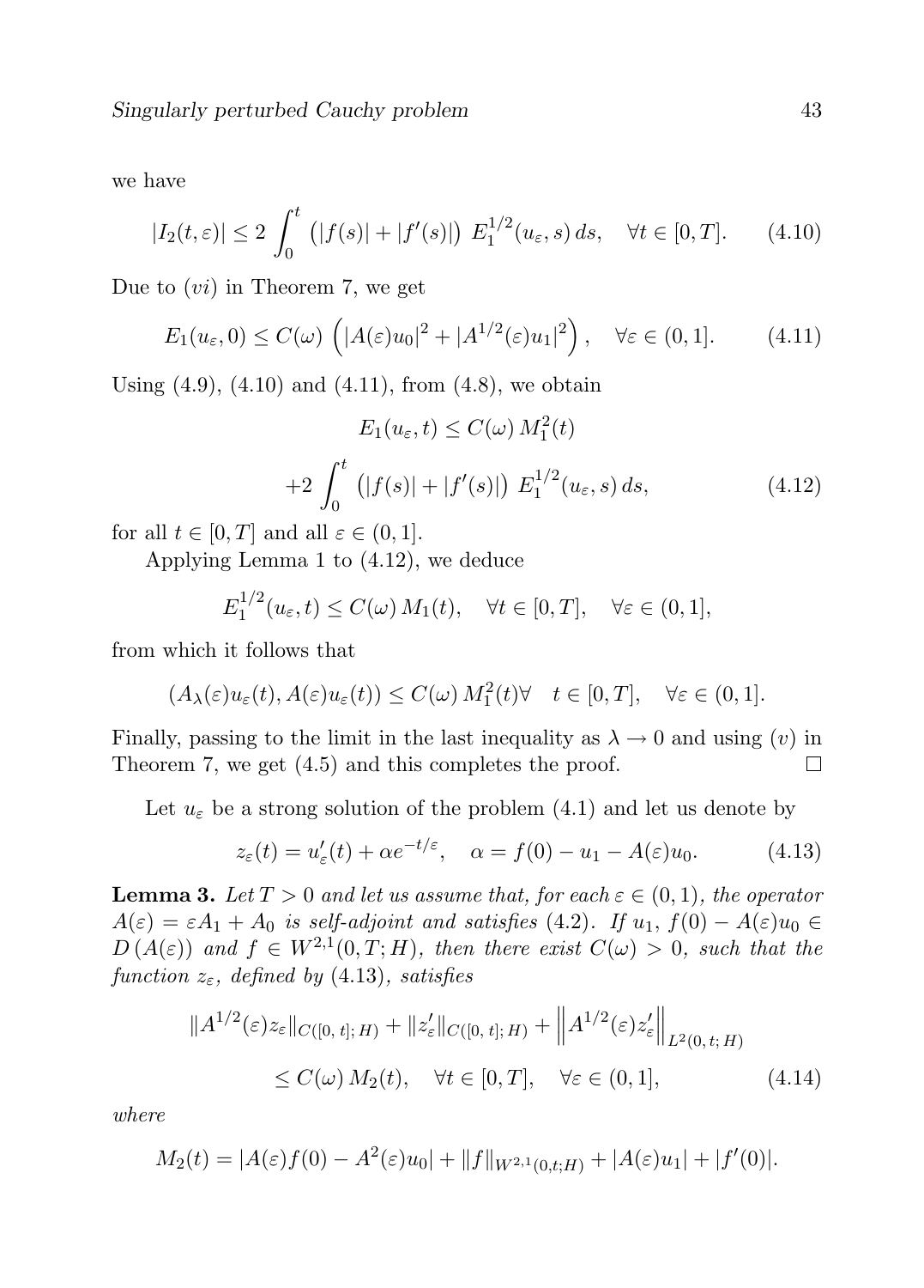we have

$$|I_2(t,\varepsilon)| \le 2\int_0^t \left(|f(s)| + |f'(s)|\right)\, E_1^{1/2}(u_\varepsilon, s)\, ds, \quad \forall t \in [0,T]. \tag{4.10}$$

Due to $(vi)$ in Theorem 7, we get

$$E_1(u_\varepsilon, 0) \le C(\omega)\left(|A(\varepsilon)u_0|^2 + |A^{1/2}(\varepsilon)u_1|^2\right), \quad \forall \varepsilon \in (0,1]. \tag{4.11}$$

Using (4.9), (4.10) and (4.11), from (4.8), we obtain

$$E_1(u_\varepsilon, t) \le C(\omega)\, M_1^2(t)$$

$$+2\int_0^t \left(|f(s)| + |f'(s)|\right)\, E_1^{1/2}(u_\varepsilon, s)\, ds, \tag{4.12}$$

for all $t \in [0,T]$ and all $\varepsilon \in (0,1]$.

Applying Lemma 1 to (4.12), we deduce

$$E_1^{1/2}(u_\varepsilon, t) \le C(\omega)\, M_1(t), \quad \forall t \in [0,T], \quad \forall \varepsilon \in (0,1],$$

from which it follows that

$$(A_\lambda(\varepsilon)u_\varepsilon(t), A(\varepsilon)u_\varepsilon(t)) \le C(\omega)\, M_1^2(t) \forall \quad t \in [0,T], \quad \forall \varepsilon \in (0,1].$$

Finally, passing to the limit in the last inequality as $\lambda \to 0$ and using $(v)$ in Theorem 7, we get (4.5) and this completes the proof. $\square$

Let $u_\varepsilon$ be a strong solution of the problem (4.1) and let us denote by

$$z_\varepsilon(t) = u_\varepsilon'(t) + \alpha e^{-t/\varepsilon}, \quad \alpha = f(0) - u_1 - A(\varepsilon)u_0. \tag{4.13}$$

**Lemma 3.** *Let $T > 0$ and let us assume that, for each $\varepsilon \in (0,1)$, the operator $A(\varepsilon) = \varepsilon A_1 + A_0$ is self-adjoint and satisfies (4.2). If $u_1$, $f(0) - A(\varepsilon)u_0 \in D\left(A(\varepsilon)\right)$ and $f \in W^{2,1}(0,T;H)$, then there exist $C(\omega) > 0$, such that the function $z_\varepsilon$, defined by (4.13), satisfies*

$$\|A^{1/2}(\varepsilon)z_\varepsilon\|_{C([0,\,t];\,H)} + \|z_\varepsilon'\|_{C([0,\,t];\,H)} + \left\|A^{1/2}(\varepsilon)z_\varepsilon'\right\|_{L^2(0,\,t;\,H)}$$

$$\le C(\omega)\, M_2(t), \quad \forall t \in [0,T], \quad \forall \varepsilon \in (0,1], \tag{4.14}$$

*where*

$$M_2(t) = |A(\varepsilon)f(0) - A^2(\varepsilon)u_0| + \|f\|_{W^{2,1}(0,t;H)} + |A(\varepsilon)u_1| + |f'(0)|.$$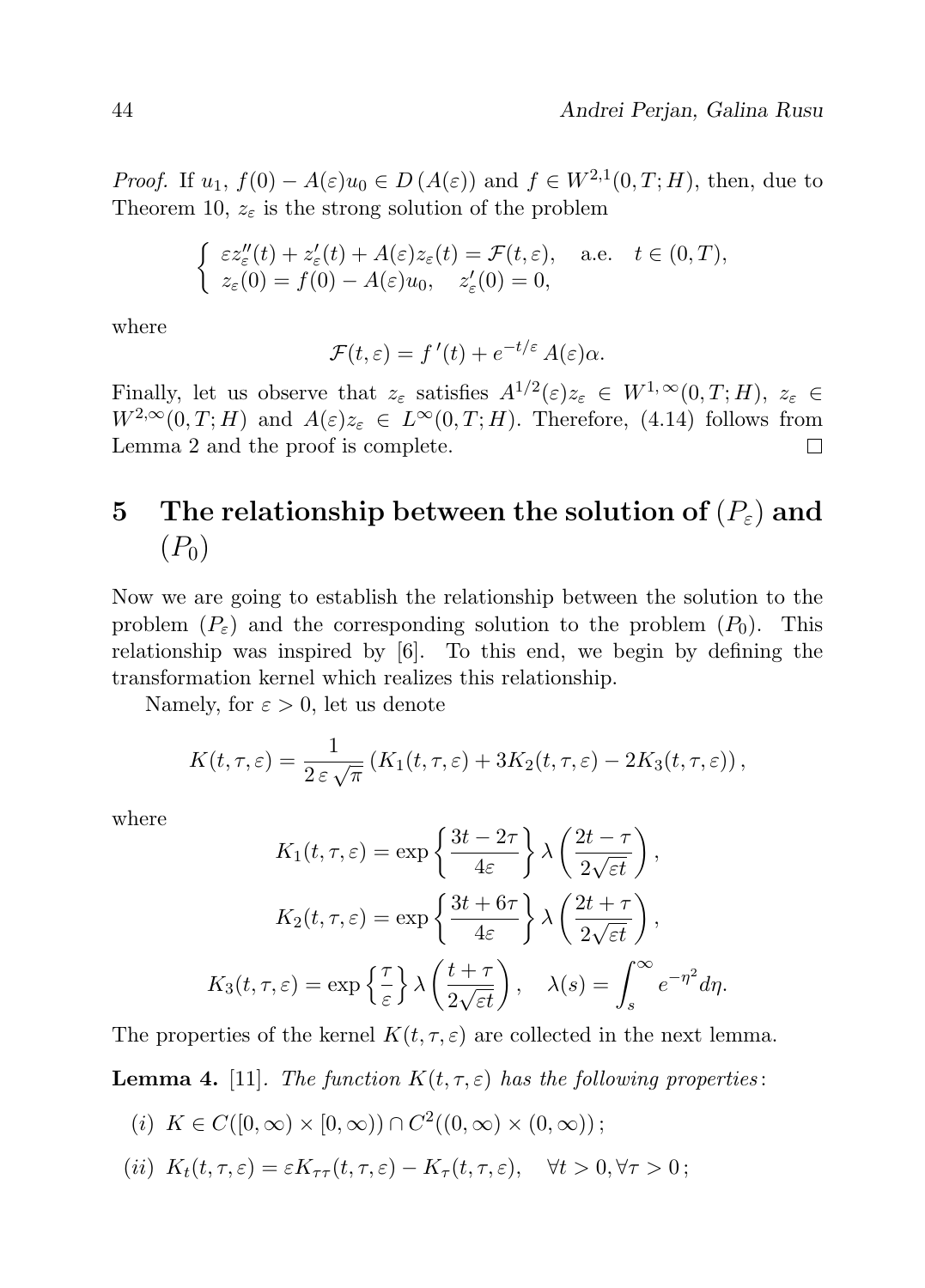*Proof.* If $u_1,\ f(0) - A(\varepsilon)u_0 \in D\left(A(\varepsilon)\right)$ and $f \in W^{2,1}(0,T;H)$, then, due to Theorem 10, $z_\varepsilon$ is the strong solution of the problem

$$\begin{cases} \varepsilon z_\varepsilon''(t) + z_\varepsilon'(t) + A(\varepsilon) z_\varepsilon(t) = \mathcal{F}(t,\varepsilon), \quad \text{a.e.} \quad t \in (0,T), \\ z_\varepsilon(0) = f(0) - A(\varepsilon)u_0, \quad z_\varepsilon'(0) = 0, \end{cases}$$

where

$$\mathcal{F}(t,\varepsilon) = f\,'(t) + e^{-t/\varepsilon} A(\varepsilon)\alpha.$$

Finally, let us observe that $z_\varepsilon$ satisfies $A^{1/2}(\varepsilon) z_\varepsilon \in W^{1,\infty}(0,T;H)$, $z_\varepsilon \in W^{2,\infty}(0,T;H)$ and $A(\varepsilon) z_\varepsilon \in L^\infty(0,T;H)$. Therefore, (4.14) follows from Lemma 2 and the proof is complete. $\square$

# 5 The relationship between the solution of $(P_\varepsilon)$ and $(P_0)$

Now we are going to establish the relationship between the solution to the problem $(P_\varepsilon)$ and the corresponding solution to the problem $(P_0)$. This relationship was inspired by [6]. To this end, we begin by defining the transformation kernel which realizes this relationship.

Namely, for $\varepsilon > 0$, let us denote

$$K(t,\tau,\varepsilon) = \frac{1}{2\,\varepsilon\,\sqrt{\pi}} \left( K_1(t,\tau,\varepsilon) + 3K_2(t,\tau,\varepsilon) - 2K_3(t,\tau,\varepsilon) \right),$$

where

$$K_1(t,\tau,\varepsilon) = \exp\left\{ \frac{3t - 2\tau}{4\varepsilon} \right\} \lambda\left( \frac{2t - \tau}{2\sqrt{\varepsilon t}} \right),$$

$$K_2(t,\tau,\varepsilon) = \exp\left\{ \frac{3t + 6\tau}{4\varepsilon} \right\} \lambda\left( \frac{2t + \tau}{2\sqrt{\varepsilon t}} \right),$$

$$K_3(t,\tau,\varepsilon) = \exp\left\{ \frac{\tau}{\varepsilon} \right\} \lambda\left( \frac{t + \tau}{2\sqrt{\varepsilon t}} \right), \quad \lambda(s) = \int_s^\infty e^{-\eta^2} d\eta.$$

The properties of the kernel $K(t,\tau,\varepsilon)$ are collected in the next lemma.

**Lemma 4.** [11]. *The function $K(t,\tau,\varepsilon)$ has the following properties:*

(*i*) $K \in C([0,\infty) \times [0,\infty)) \cap C^2((0,\infty) \times (0,\infty))$;

(*ii*) $K_t(t,\tau,\varepsilon) = \varepsilon K_{\tau\tau}(t,\tau,\varepsilon) - K_\tau(t,\tau,\varepsilon), \quad \forall t > 0, \forall \tau > 0$;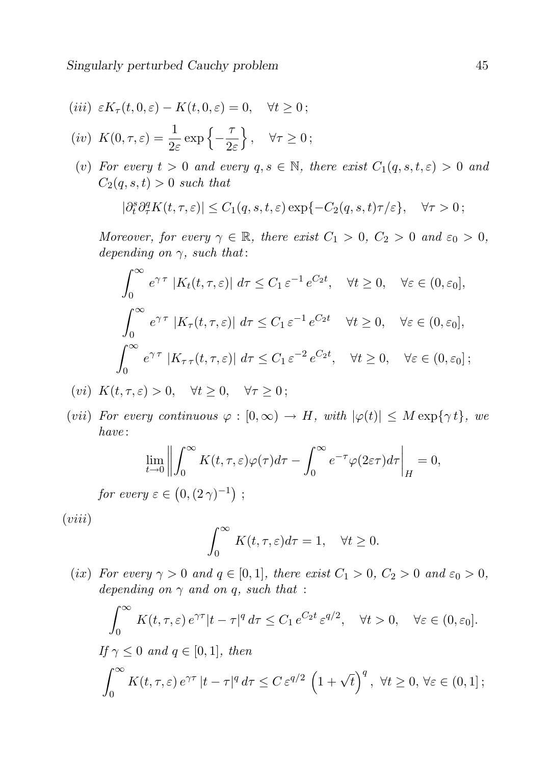*(iii)* $\varepsilon K_\tau(t,0,\varepsilon) - K(t,0,\varepsilon) = 0, \quad \forall t \geq 0\,;$

*(iv)* $K(0,\tau,\varepsilon) = \dfrac{1}{2\varepsilon}\exp\left\{-\dfrac{\tau}{2\varepsilon}\right\}, \quad \forall \tau \geq 0\,;$

*(v)* *For every $t > 0$ and every $q, s \in \mathbb{N}$, there exist $C_1(q,s,t,\varepsilon) > 0$ and $C_2(q,s,t) > 0$ such that*

$$|\partial_t^s \partial_\tau^q K(t,\tau,\varepsilon)| \leq C_1(q,s,t,\varepsilon)\exp\{-C_2(q,s,t)\tau/\varepsilon\}, \quad \forall \tau > 0\,;$$

*Moreover, for every $\gamma \in \mathbb{R}$, there exist $C_1 > 0$, $C_2 > 0$ and $\varepsilon_0 > 0$, depending on $\gamma$, such that:*

$$\int_0^\infty e^{\gamma\,\tau}\;|K_t(t,\tau,\varepsilon)|\;d\tau \leq C_1\,\varepsilon^{-1}\,e^{C_2 t}, \quad \forall t \geq 0, \quad \forall \varepsilon \in (0,\varepsilon_0],$$

$$\int_0^\infty e^{\gamma\,\tau}\;|K_\tau(t,\tau,\varepsilon)|\;d\tau \leq C_1\,\varepsilon^{-1}\,e^{C_2 t} \quad \forall t \geq 0, \quad \forall \varepsilon \in (0,\varepsilon_0],$$

$$\int_0^\infty e^{\gamma\,\tau}\;|K_{\tau\,\tau}(t,\tau,\varepsilon)|\;d\tau \leq C_1\,\varepsilon^{-2}\,e^{C_2 t}, \quad \forall t \geq 0, \quad \forall \varepsilon \in (0,\varepsilon_0]\,;$$

*(vi)* $K(t,\tau,\varepsilon) > 0, \quad \forall t \geq 0, \quad \forall \tau \geq 0\,;$

*(vii)* *For every continuous $\varphi : [0,\infty) \to H$, with $|\varphi(t)| \leq M\exp\{\gamma\,t\}$, we have:*

$$\lim_{t\to 0}\left\|\int_0^\infty K(t,\tau,\varepsilon)\varphi(\tau)d\tau - \int_0^\infty e^{-\tau}\varphi(2\varepsilon\tau)d\tau\right|_H = 0,$$

*for every $\varepsilon \in \left(0,(2\,\gamma)^{-1}\right)$ ;*

*(viii)*

$$\int_0^\infty K(t,\tau,\varepsilon)d\tau = 1, \quad \forall t \geq 0.$$

*(ix)* *For every $\gamma > 0$ and $q \in [0,1]$, there exist $C_1 > 0$, $C_2 > 0$ and $\varepsilon_0 > 0$, depending on $\gamma$ and on $q$, such that :*

$$\int_0^\infty K(t,\tau,\varepsilon)\,e^{\gamma\tau}|t-\tau|^q\,d\tau \leq C_1\,e^{C_2 t}\,\varepsilon^{q/2}, \quad \forall t > 0, \quad \forall \varepsilon \in (0,\varepsilon_0].$$

*If $\gamma \leq 0$ and $q \in [0,1]$, then*

$$\int_0^\infty K(t,\tau,\varepsilon)\,e^{\gamma\tau}\,|t-\tau|^q\,d\tau \leq C\,\varepsilon^{q/2}\,\left(1+\sqrt{t}\right)^q, \ \forall t \geq 0, \forall \varepsilon \in (0,1]\,;$$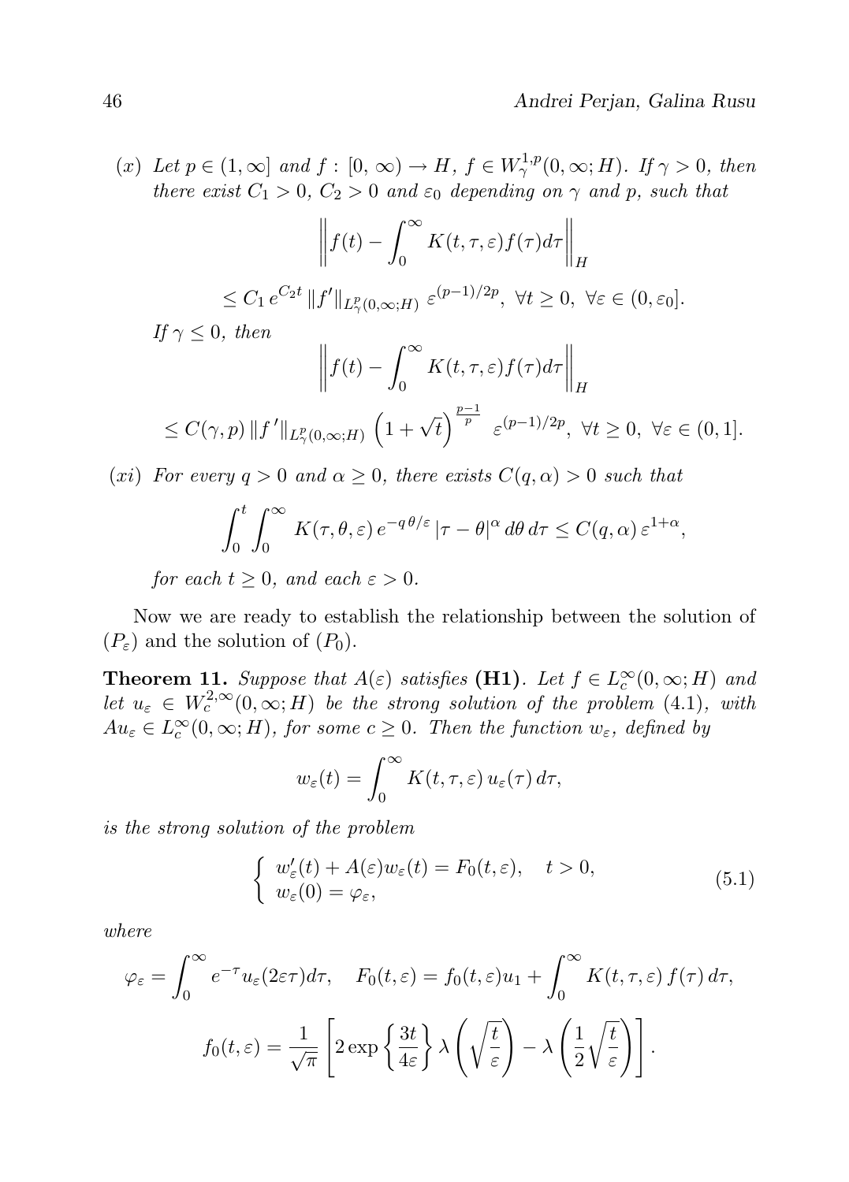(*x*) *Let* $p \in (1, \infty]$ *and* $f : [0, \infty) \to H$, $f \in W^{1,p}_\gamma(0, \infty; H)$. *If* $\gamma > 0$, *then there exist* $C_1 > 0$, $C_2 > 0$ *and* $\varepsilon_0$ *depending on* $\gamma$ *and* $p$, *such that*

$$\left\| f(t) - \int_0^\infty K(t, \tau, \varepsilon) f(\tau) d\tau \right\|_H$$

$$\leq C_1 \, e^{C_2 t} \, \|f'\|_{L^p_\gamma(0,\infty;H)} \, \varepsilon^{(p-1)/2p}, \;\; \forall t \geq 0, \;\; \forall \varepsilon \in (0, \varepsilon_0].$$

*If* $\gamma \leq 0$, *then*

$$\left\| f(t) - \int_0^\infty K(t, \tau, \varepsilon) f(\tau) d\tau \right\|_H$$

$$\leq C(\gamma, p) \, \|f\,'\|_{L^p_\gamma(0,\infty;H)} \left(1 + \sqrt{t}\right)^{\frac{p-1}{p}} \; \varepsilon^{(p-1)/2p}, \;\; \forall t \geq 0, \;\; \forall \varepsilon \in (0, 1].$$

(*xi*) *For every* $q > 0$ *and* $\alpha \geq 0$, *there exists* $C(q, \alpha) > 0$ *such that*

$$\int_0^t \int_0^\infty K(\tau, \theta, \varepsilon) \, e^{-q\,\theta/\varepsilon} \, |\tau - \theta|^\alpha \, d\theta \, d\tau \leq C(q, \alpha) \, \varepsilon^{1+\alpha},$$

*for each* $t \geq 0$, *and each* $\varepsilon > 0$.

Now we are ready to establish the relationship between the solution of $(P_\varepsilon)$ and the solution of $(P_0)$.

**Theorem 11.** *Suppose that* $A(\varepsilon)$ *satisfies* **(H1)**. *Let* $f \in L^\infty_c(0, \infty; H)$ *and let* $u_\varepsilon \in W^{2,\infty}_c(0, \infty; H)$ *be the strong solution of the problem* (4.1), *with* $Au_\varepsilon \in L^\infty_c(0, \infty; H)$, *for some* $c \geq 0$. *Then the function* $w_\varepsilon$, *defined by*

$$w_\varepsilon(t) = \int_0^\infty K(t, \tau, \varepsilon) \, u_\varepsilon(\tau) \, d\tau,$$

*is the strong solution of the problem*

$$\begin{cases} w_\varepsilon'(t) + A(\varepsilon) w_\varepsilon(t) = F_0(t, \varepsilon), & t > 0, \\ w_\varepsilon(0) = \varphi_\varepsilon, \end{cases} \tag{5.1}$$

*where*

$$\varphi_\varepsilon = \int_0^\infty e^{-\tau} u_\varepsilon(2\varepsilon\tau) d\tau, \quad F_0(t, \varepsilon) = f_0(t, \varepsilon) u_1 + \int_0^\infty K(t, \tau, \varepsilon) \, f(\tau) \, d\tau,$$

$$f_0(t, \varepsilon) = \frac{1}{\sqrt{\pi}} \left[ 2 \exp\left\{ \frac{3t}{4\varepsilon} \right\} \lambda \left( \sqrt{\frac{t}{\varepsilon}} \right) - \lambda \left( \frac{1}{2} \sqrt{\frac{t}{\varepsilon}} \right) \right].$$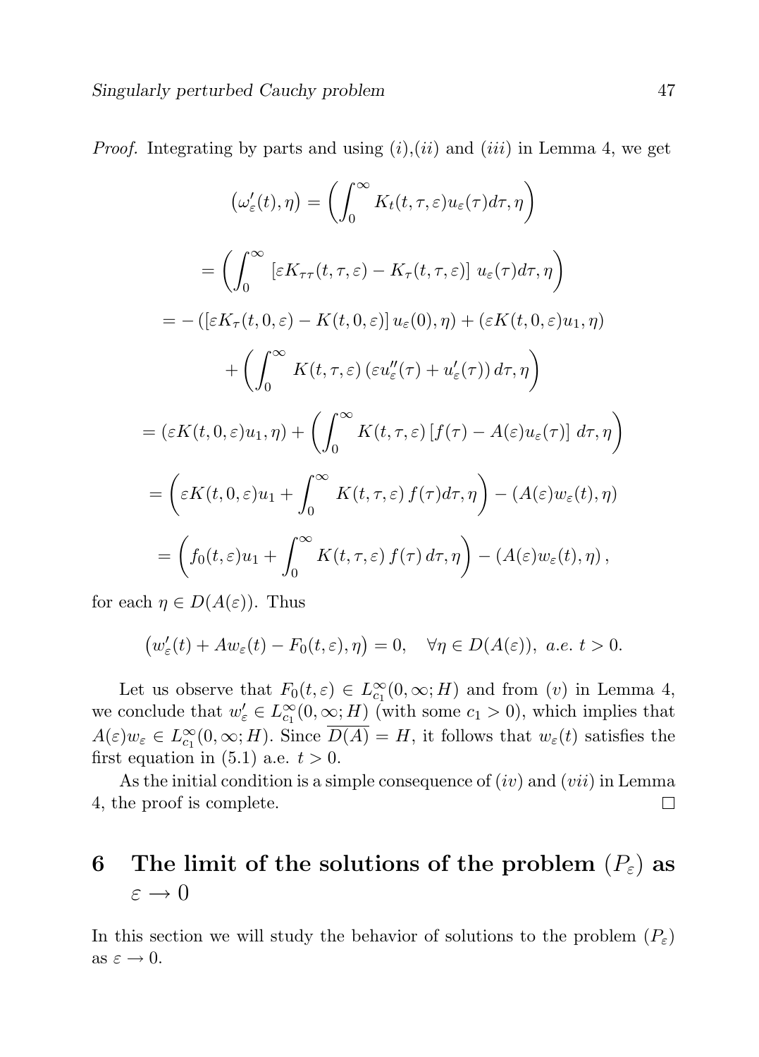*Proof.* Integrating by parts and using $(i)$,$(ii)$ and $(iii)$ in Lemma 4, we get

$$\left(\omega_\varepsilon'(t),\eta\right) = \left(\int_0^\infty K_t(t,\tau,\varepsilon)u_\varepsilon(\tau)d\tau,\eta\right)$$

$$= \left(\int_0^\infty \left[\varepsilon K_{\tau\tau}(t,\tau,\varepsilon) - K_\tau(t,\tau,\varepsilon)\right] u_\varepsilon(\tau)d\tau,\eta\right)$$

$$= -\left(\left[\varepsilon K_\tau(t,0,\varepsilon) - K(t,0,\varepsilon)\right]u_\varepsilon(0),\eta\right) + \left(\varepsilon K(t,0,\varepsilon)u_1,\eta\right)$$

$$+ \left(\int_0^\infty K(t,\tau,\varepsilon)\left(\varepsilon u_\varepsilon''(\tau) + u_\varepsilon'(\tau)\right)d\tau,\eta\right)$$

$$= \left(\varepsilon K(t,0,\varepsilon)u_1,\eta\right) + \left(\int_0^\infty K(t,\tau,\varepsilon)\left[f(\tau) - A(\varepsilon)u_\varepsilon(\tau)\right]d\tau,\eta\right)$$

$$= \left(\varepsilon K(t,0,\varepsilon)u_1 + \int_0^\infty K(t,\tau,\varepsilon)\,f(\tau)d\tau,\eta\right) - \left(A(\varepsilon)w_\varepsilon(t),\eta\right)$$

$$= \left(f_0(t,\varepsilon)u_1 + \int_0^\infty K(t,\tau,\varepsilon)\,f(\tau)\,d\tau,\eta\right) - \left(A(\varepsilon)w_\varepsilon(t),\eta\right),$$

for each $\eta \in D(A(\varepsilon))$. Thus

$$\left(w_\varepsilon'(t) + Aw_\varepsilon(t) - F_0(t,\varepsilon),\eta\right) = 0, \quad \forall\eta \in D(A(\varepsilon)),\ a.e.\ t > 0.$$

Let us observe that $F_0(t,\varepsilon) \in L^\infty_{c_1}(0,\infty;H)$ and from $(v)$ in Lemma 4, we conclude that $w_\varepsilon' \in L^\infty_{c_1}(0,\infty;H)$ (with some $c_1 > 0$), which implies that $A(\varepsilon)w_\varepsilon \in L^\infty_{c_1}(0,\infty;H)$. Since $\overline{D(A)} = H$, it follows that $w_\varepsilon(t)$ satisfies the first equation in (5.1) a.e. $t > 0$.

As the initial condition is a simple consequence of $(iv)$ and $(vii)$ in Lemma 4, the proof is complete. □

# 6 The limit of the solutions of the problem $(P_\varepsilon)$ as $\varepsilon \to 0$

In this section we will study the behavior of solutions to the problem $(P_\varepsilon)$ as $\varepsilon \to 0$.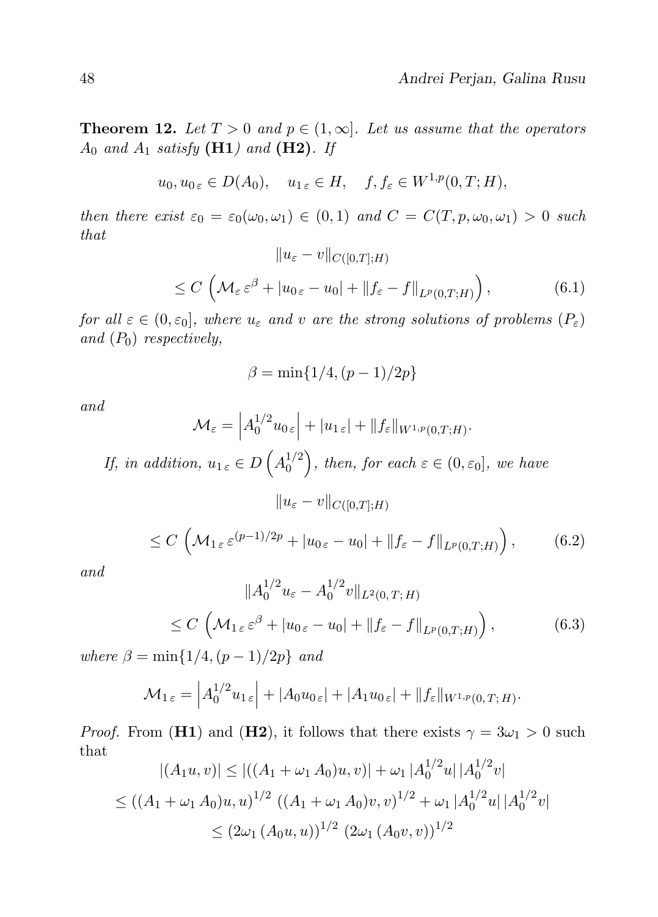**Theorem 12.** *Let $T > 0$ and $p \in (1, \infty]$. Let us assume that the operators $A_0$ and $A_1$ satisfy* **(H1)** *and* **(H2)**. *If*

$$u_0, u_{0\,\varepsilon} \in D(A_0), \quad u_{1\,\varepsilon} \in H, \quad f, f_\varepsilon \in W^{1,p}(0,T;H),$$

*then there exist $\varepsilon_0 = \varepsilon_0(\omega_0, \omega_1) \in (0,1)$ and $C = C(T, p, \omega_0, \omega_1) > 0$ such that*

$$\|u_\varepsilon - v\|_{C([0,T];H)}$$

$$\leq C\,\left(\mathcal{M}_\varepsilon\, \varepsilon^\beta + |u_{0\,\varepsilon} - u_0| + \|f_\varepsilon - f\|_{L^p(0,T;H)}\right), \tag{6.1}$$

*for all $\varepsilon \in (0, \varepsilon_0]$, where $u_\varepsilon$ and $v$ are the strong solutions of problems $(P_\varepsilon)$ and $(P_0)$ respectively,*

$$\beta = \min\{1/4, (p-1)/2p\}$$

*and*

$$\mathcal{M}_\varepsilon = \left|A_0^{1/2} u_{0\,\varepsilon}\right| + |u_{1\,\varepsilon}| + \|f_\varepsilon\|_{W^{1,p}(0,T;H)}.$$

*If, in addition, $u_{1\,\varepsilon} \in D\left(A_0^{1/2}\right)$, then, for each $\varepsilon \in (0, \varepsilon_0]$, we have*

$$\|u_\varepsilon - v\|_{C([0,T];H)}$$

$$\leq C\,\left(\mathcal{M}_{1\,\varepsilon}\, \varepsilon^{(p-1)/2p} + |u_{0\,\varepsilon} - u_0| + \|f_\varepsilon - f\|_{L^p(0,T;H)}\right), \tag{6.2}$$

*and*

$$\|A_0^{1/2} u_\varepsilon - A_0^{1/2} v\|_{L^2(0,\,T;\,H)}$$

$$\leq C\,\left(\mathcal{M}_{1\,\varepsilon}\, \varepsilon^\beta + |u_{0\,\varepsilon} - u_0| + \|f_\varepsilon - f\|_{L^p(0,T;H)}\right), \tag{6.3}$$

*where $\beta = \min\{1/4, (p-1)/2p\}$ and*

$$\mathcal{M}_{1\,\varepsilon} = \left|A_0^{1/2} u_{1\,\varepsilon}\right| + |A_0 u_{0\,\varepsilon}| + |A_1 u_{0\,\varepsilon}| + \|f_\varepsilon\|_{W^{1,p}(0,\,T;\,H)}.$$

*Proof.* From (**H1**) and (**H2**), it follows that there exists $\gamma = 3\omega_1 > 0$ such that

$$|(A_1 u, v)| \leq |((A_1 + \omega_1\, A_0)u, v)| + \omega_1\, |A_0^{1/2} u|\, |A_0^{1/2} v|$$

$$\leq ((A_1 + \omega_1\, A_0)u, u)^{1/2}\, ((A_1 + \omega_1\, A_0)v, v)^{1/2} + \omega_1\, |A_0^{1/2} u|\, |A_0^{1/2} v|$$

$$\leq (2\omega_1\, (A_0 u, u))^{1/2}\, (2\omega_1\, (A_0 v, v))^{1/2}$$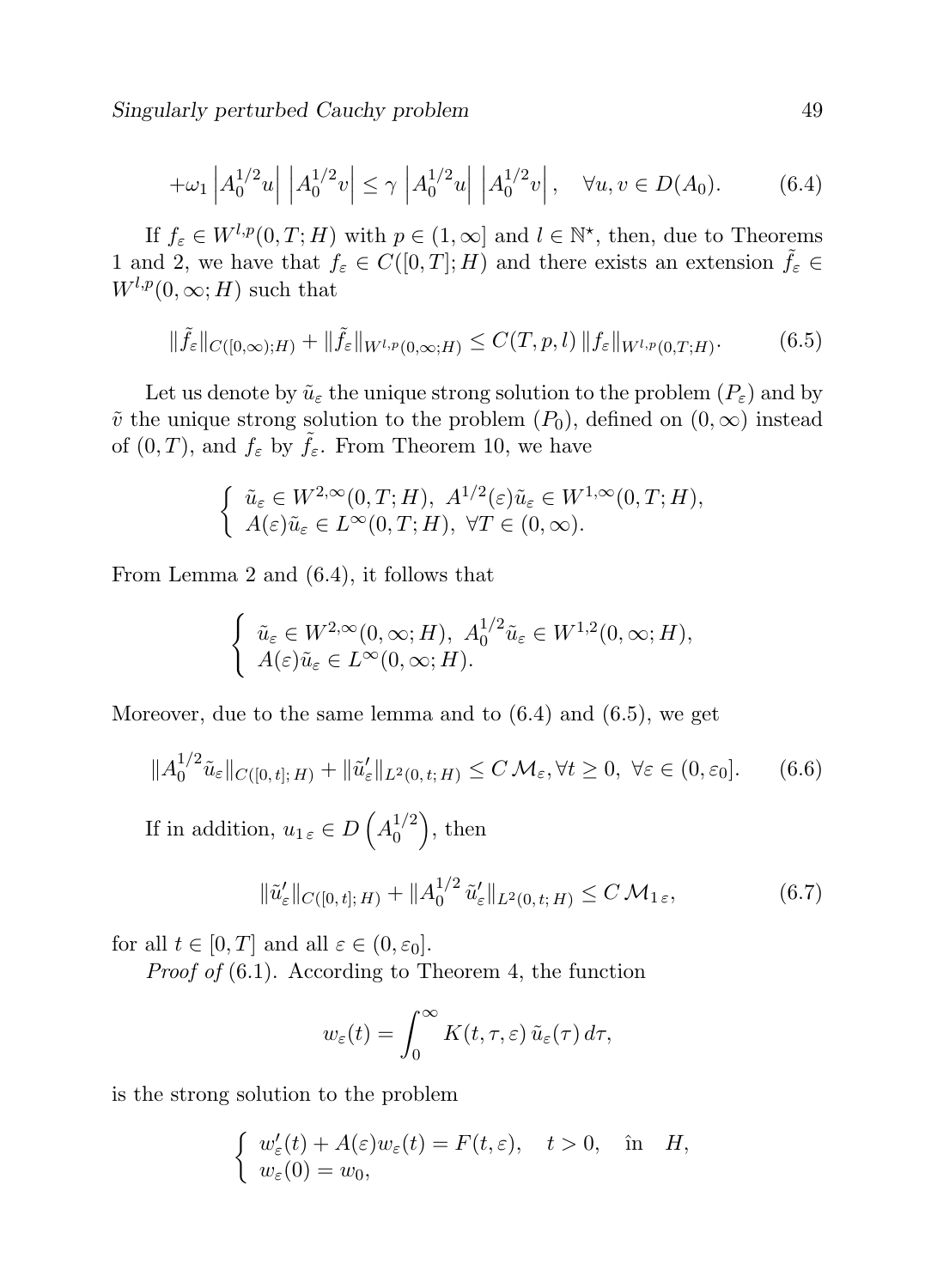$$+\omega_1 \left|A_0^{1/2}u\right| \left|A_0^{1/2}v\right| \leq \gamma \left|A_0^{1/2}u\right| \left|A_0^{1/2}v\right|, \quad \forall u, v \in D(A_0). \tag{6.4}$$

If $f_\varepsilon \in W^{l,p}(0,T;H)$ with $p \in (1,\infty]$ and $l \in \mathbb{N}^\star$, then, due to Theorems 1 and 2, we have that $f_\varepsilon \in C([0,T];H)$ and there exists an extension $\tilde{f}_\varepsilon \in W^{l,p}(0,\infty;H)$ such that

$$\|\tilde{f}_\varepsilon\|_{C([0,\infty);H)} + \|\tilde{f}_\varepsilon\|_{W^{l,p}(0,\infty;H)} \leq C(T,p,l)\, \|f_\varepsilon\|_{W^{l,p}(0,T;H)}. \tag{6.5}$$

Let us denote by $\tilde{u}_\varepsilon$ the unique strong solution to the problem $(P_\varepsilon)$ and by $\tilde{v}$ the unique strong solution to the problem $(P_0)$, defined on $(0,\infty)$ instead of $(0,T)$, and $f_\varepsilon$ by $\tilde{f}_\varepsilon$. From Theorem 10, we have

$$\begin{cases} \tilde{u}_\varepsilon \in W^{2,\infty}(0,T;H),\ A^{1/2}(\varepsilon)\tilde{u}_\varepsilon \in W^{1,\infty}(0,T;H), \\ A(\varepsilon)\tilde{u}_\varepsilon \in L^\infty(0,T;H),\ \forall T \in (0,\infty). \end{cases}$$

From Lemma 2 and (6.4), it follows that

$$\begin{cases} \tilde{u}_\varepsilon \in W^{2,\infty}(0,\infty;H),\ A_0^{1/2}\tilde{u}_\varepsilon \in W^{1,2}(0,\infty;H), \\ A(\varepsilon)\tilde{u}_\varepsilon \in L^\infty(0,\infty;H). \end{cases}$$

Moreover, due to the same lemma and to (6.4) and (6.5), we get

$$\|A_0^{1/2}\tilde{u}_\varepsilon\|_{C([0,t];\,H)} + \|\tilde{u}_\varepsilon'\|_{L^2(0,t;\,H)} \leq C\,\mathcal{M}_\varepsilon, \forall t \geq 0,\ \forall \varepsilon \in (0,\varepsilon_0]. \tag{6.6}$$

If in addition, $u_{1\,\varepsilon} \in D\left(A_0^{1/2}\right)$, then

$$\|\tilde{u}_\varepsilon'\|_{C([0,t];\,H)} + \|A_0^{1/2}\,\tilde{u}_\varepsilon'\|_{L^2(0,t;\,H)} \leq C\,\mathcal{M}_{1\,\varepsilon}, \tag{6.7}$$

for all $t \in [0,T]$ and all $\varepsilon \in (0,\varepsilon_0]$.

*Proof of* (6.1). According to Theorem 4, the function

$$w_\varepsilon(t) = \int_0^\infty K(t,\tau,\varepsilon)\,\tilde{u}_\varepsilon(\tau)\,d\tau,$$

is the strong solution to the problem

$$\begin{cases} w_\varepsilon'(t) + A(\varepsilon)w_\varepsilon(t) = F(t,\varepsilon), \quad t > 0, \quad \hat{\text{i}}\text{n} \quad H, \\ w_\varepsilon(0) = w_0, \end{cases}$$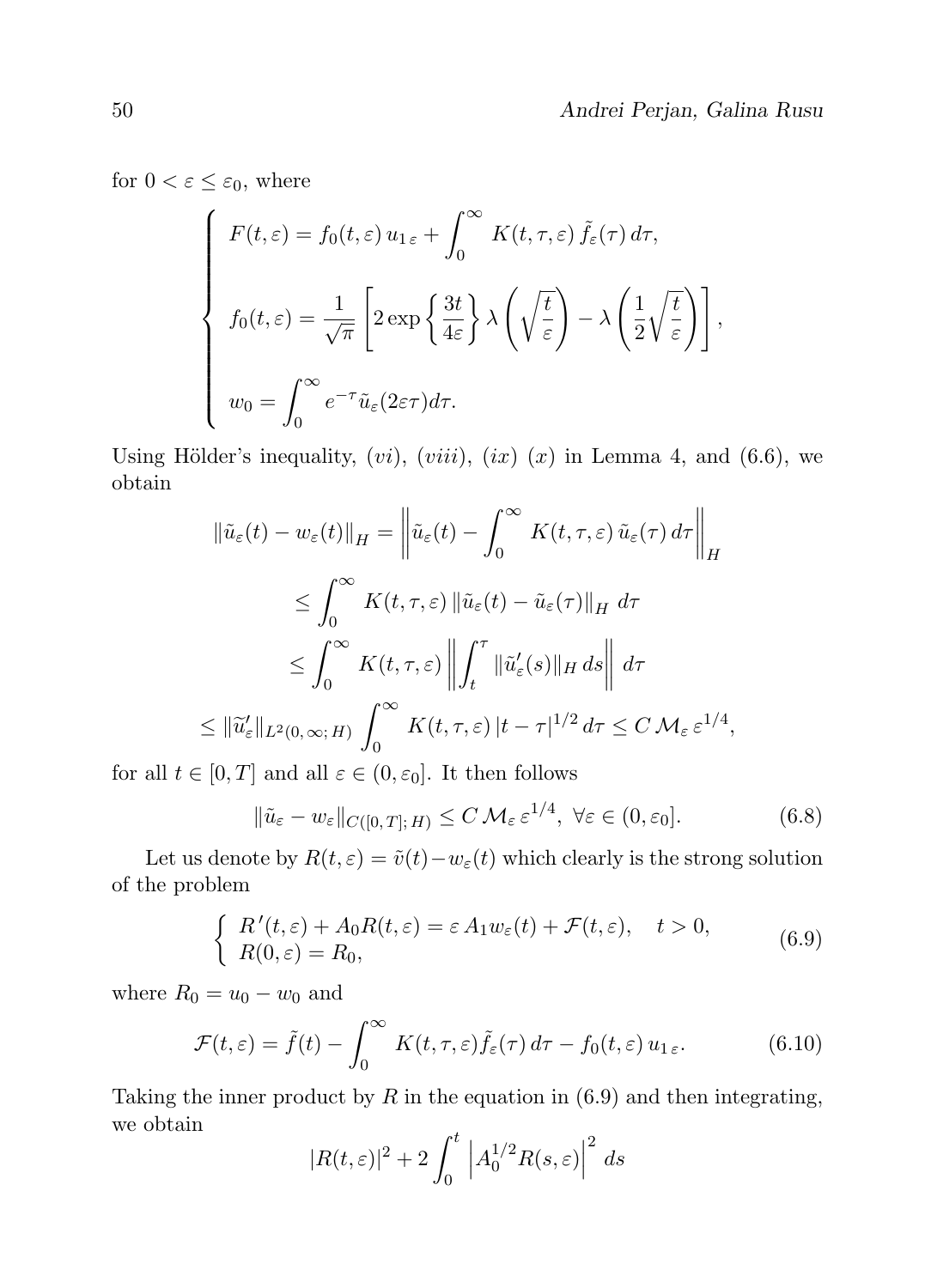for $0 < \varepsilon \leq \varepsilon_0$, where

$$
\begin{cases}
F(t,\varepsilon) = f_0(t,\varepsilon)\, u_{1\,\varepsilon} + \displaystyle\int_0^\infty K(t,\tau,\varepsilon)\, \tilde{f}_\varepsilon(\tau)\, d\tau, \\[2ex]
f_0(t,\varepsilon) = \dfrac{1}{\sqrt{\pi}} \left[ 2\exp\left\{ \dfrac{3t}{4\varepsilon} \right\} \lambda\left( \sqrt{\dfrac{t}{\varepsilon}} \right) - \lambda\left( \dfrac{1}{2}\sqrt{\dfrac{t}{\varepsilon}} \right) \right], \\[2ex]
w_0 = \displaystyle\int_0^\infty e^{-\tau} \tilde{u}_\varepsilon(2\varepsilon\tau) d\tau.
\end{cases}
$$

Using Hölder's inequality, $(vi)$, $(viii)$, $(ix)$ $(x)$ in Lemma 4, and (6.6), we obtain

$$
\|\tilde{u}_\varepsilon(t) - w_\varepsilon(t)\|_H = \left\| \tilde{u}_\varepsilon(t) - \int_0^\infty K(t,\tau,\varepsilon)\, \tilde{u}_\varepsilon(\tau)\, d\tau \right\|_H
$$

$$
\leq \int_0^\infty K(t,\tau,\varepsilon)\, \|\tilde{u}_\varepsilon(t) - \tilde{u}_\varepsilon(\tau)\|_H \, d\tau
$$

$$
\leq \int_0^\infty K(t,\tau,\varepsilon) \left\| \int_t^\tau \|\tilde{u}'_\varepsilon(s)\|_H \, ds \right\| d\tau
$$

$$
\leq \|\widetilde{u}'_\varepsilon\|_{L^2(0,\infty;\,H)} \int_0^\infty K(t,\tau,\varepsilon)\, |t-\tau|^{1/2}\, d\tau \leq C\, \mathcal{M}_\varepsilon\, \varepsilon^{1/4},
$$

for all $t \in [0,T]$ and all $\varepsilon \in (0,\varepsilon_0]$. It then follows

$$
\|\tilde{u}_\varepsilon - w_\varepsilon\|_{C([0,T];\,H)} \leq C\, \mathcal{M}_\varepsilon\, \varepsilon^{1/4}, \ \forall \varepsilon \in (0,\varepsilon_0]. \tag{6.8}
$$

Let us denote by $R(t,\varepsilon) = \tilde{v}(t) - w_\varepsilon(t)$ which clearly is the strong solution of the problem

$$
\begin{cases}
R'(t,\varepsilon) + A_0 R(t,\varepsilon) = \varepsilon\, A_1 w_\varepsilon(t) + \mathcal{F}(t,\varepsilon), \quad t > 0, \\
R(0,\varepsilon) = R_0,
\end{cases} \tag{6.9}
$$

where $R_0 = u_0 - w_0$ and

$$
\mathcal{F}(t,\varepsilon) = \tilde{f}(t) - \int_0^\infty K(t,\tau,\varepsilon) \tilde{f}_\varepsilon(\tau)\, d\tau - f_0(t,\varepsilon)\, u_{1\,\varepsilon}. \tag{6.10}
$$

Taking the inner product by $R$ in the equation in (6.9) and then integrating, we obtain

$$
|R(t,\varepsilon)|^2 + 2\int_0^t \left| A_0^{1/2} R(s,\varepsilon) \right|^2 ds
$$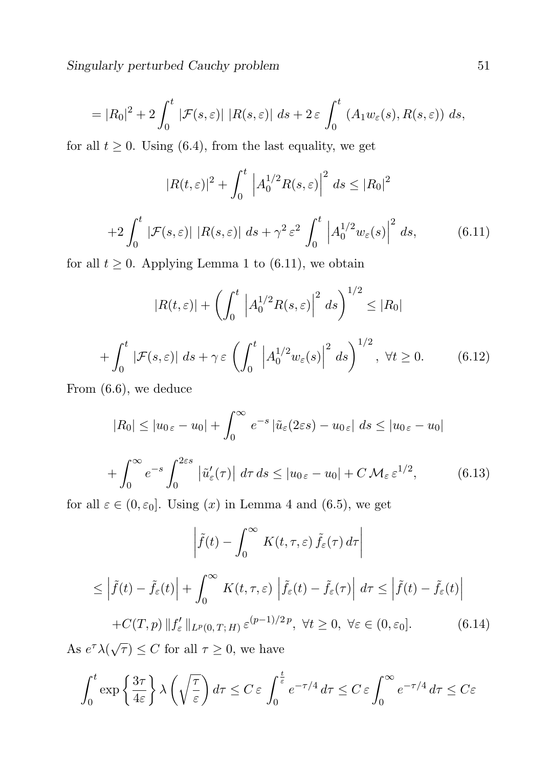$$= |R_0|^2 + 2\int_0^t |\mathcal{F}(s,\varepsilon)|\; |R(s,\varepsilon)|\; ds + 2\,\varepsilon \int_0^t \left(A_1 w_\varepsilon(s), R(s,\varepsilon)\right)\, ds,$$

for all $t \geq 0$. Using (6.4), from the last equality, we get

$$|R(t,\varepsilon)|^2 + \int_0^t \left|A_0^{1/2} R(s,\varepsilon)\right|^2 ds \leq |R_0|^2$$

$$+2\int_0^t |\mathcal{F}(s,\varepsilon)|\; |R(s,\varepsilon)|\; ds + \gamma^2\,\varepsilon^2 \int_0^t \left|A_0^{1/2} w_\varepsilon(s)\right|^2 ds, \tag{6.11}$$

for all $t \geq 0$. Applying Lemma 1 to (6.11), we obtain

$$|R(t,\varepsilon)| + \left(\int_0^t \left|A_0^{1/2} R(s,\varepsilon)\right|^2 ds\right)^{1/2} \leq |R_0|$$

$$+\int_0^t |\mathcal{F}(s,\varepsilon)|\; ds + \gamma\,\varepsilon \left(\int_0^t \left|A_0^{1/2} w_\varepsilon(s)\right|^2 ds\right)^{1/2},\ \forall t \geq 0. \tag{6.12}$$

From (6.6), we deduce

$$|R_0| \leq |u_{0\,\varepsilon} - u_0| + \int_0^\infty e^{-s}\, |\tilde{u}_\varepsilon(2\varepsilon s) - u_{0\,\varepsilon}|\; ds \leq |u_{0\,\varepsilon} - u_0|$$

$$+\int_0^\infty e^{-s} \int_0^{2\varepsilon s} \left|\tilde{u}'_\varepsilon(\tau)\right|\, d\tau\, ds \leq |u_{0\,\varepsilon} - u_0| + C\,\mathcal{M}_\varepsilon\,\varepsilon^{1/2}, \tag{6.13}$$

for all $\varepsilon \in (0, \varepsilon_0]$. Using $(x)$ in Lemma 4 and (6.5), we get

$$\left|\tilde{f}(t) - \int_0^\infty K(t,\tau,\varepsilon)\,\tilde{f}_\varepsilon(\tau)\, d\tau\right|$$

$$\leq \left|\tilde{f}(t) - \tilde{f}_\varepsilon(t)\right| + \int_0^\infty K(t,\tau,\varepsilon)\,\left|\tilde{f}_\varepsilon(t) - \tilde{f}_\varepsilon(\tau)\right|\, d\tau \leq \left|\tilde{f}(t) - \tilde{f}_\varepsilon(t)\right|$$

$$+C(T,p)\,\|f'_\varepsilon\|_{L^p(0,T;\,H)}\,\varepsilon^{(p-1)/2\,p},\ \forall t \geq 0,\ \forall \varepsilon \in (0,\varepsilon_0]. \tag{6.14}$$

As $e^{\tau}\lambda(\sqrt{\tau}) \leq C$ for all $\tau \geq 0$, we have

$$\int_0^t \exp\left\{\frac{3\tau}{4\varepsilon}\right\}\lambda\left(\sqrt{\frac{\tau}{\varepsilon}}\right) d\tau \leq C\,\varepsilon \int_0^{\frac{t}{\varepsilon}} e^{-\tau/4}\, d\tau \leq C\,\varepsilon \int_0^\infty e^{-\tau/4}\, d\tau \leq C\varepsilon$$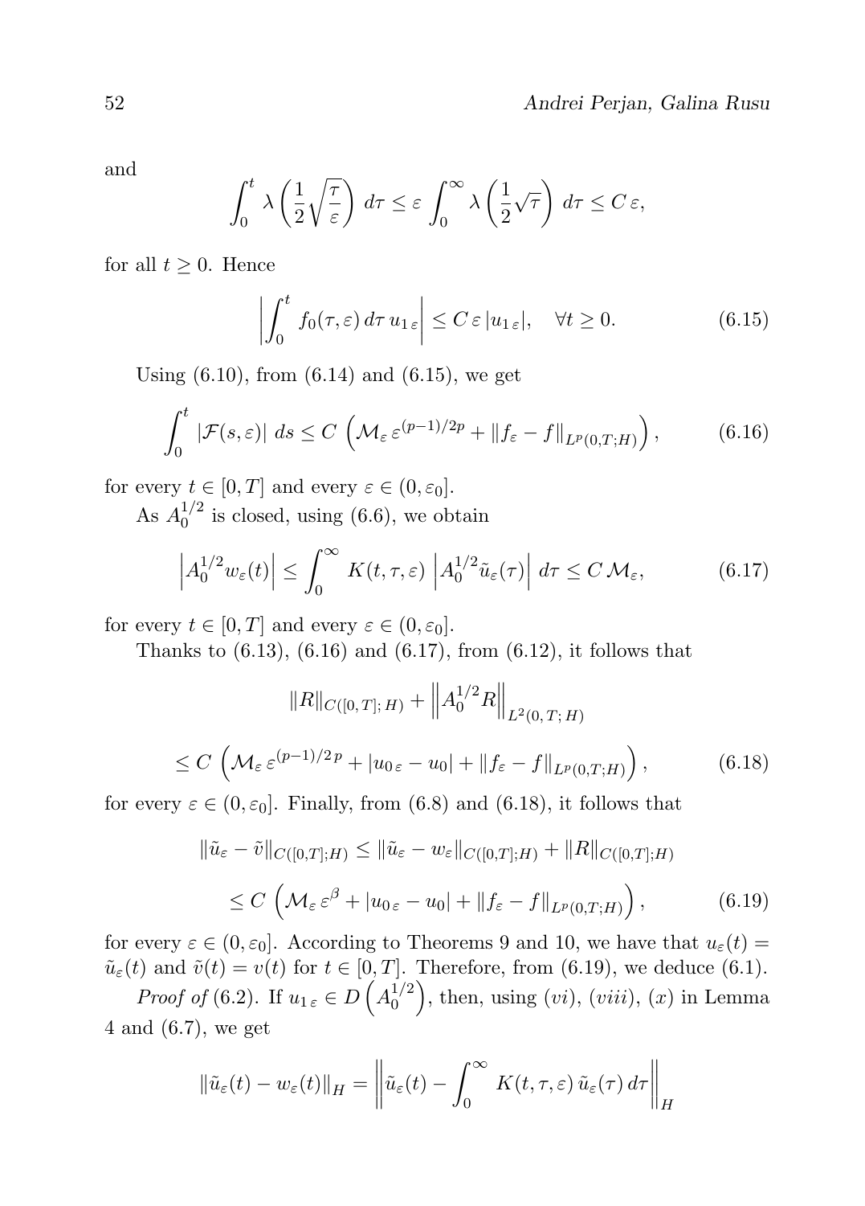and

$$\int_0^t \lambda\left(\frac{1}{2}\sqrt{\frac{\tau}{\varepsilon}}\right)\,d\tau \le \varepsilon \int_0^\infty \lambda\left(\frac{1}{2}\sqrt{\tau}\right)\,d\tau \le C\,\varepsilon,$$

for all $t \ge 0$. Hence

$$\left|\int_0^t f_0(\tau,\varepsilon)\,d\tau\, u_{1\,\varepsilon}\right| \le C\,\varepsilon\,|u_{1\,\varepsilon}|, \quad \forall t \ge 0. \tag{6.15}$$

Using (6.10), from (6.14) and (6.15), we get

$$\int_0^t |\mathcal{F}(s,\varepsilon)|\,ds \le C\,\left(\mathcal{M}_\varepsilon\,\varepsilon^{(p-1)/2p} + \|f_\varepsilon - f\|_{L^p(0,T;H)}\right), \tag{6.16}$$

for every $t \in [0,T]$ and every $\varepsilon \in (0,\varepsilon_0]$.

As $A_0^{1/2}$ is closed, using (6.6), we obtain

$$\left|A_0^{1/2} w_\varepsilon(t)\right| \le \int_0^\infty K(t,\tau,\varepsilon)\,\left|A_0^{1/2}\tilde{u}_\varepsilon(\tau)\right|\,d\tau \le C\,\mathcal{M}_\varepsilon, \tag{6.17}$$

for every $t \in [0,T]$ and every $\varepsilon \in (0,\varepsilon_0]$.

Thanks to (6.13), (6.16) and (6.17), from (6.12), it follows that

$$\|R\|_{C([0,T];\,H)} + \left\|A_0^{1/2} R\right\|_{L^2(0,T;\,H)}$$

$$\le C\,\left(\mathcal{M}_\varepsilon\,\varepsilon^{(p-1)/2\,p} + |u_{0\,\varepsilon} - u_0| + \|f_\varepsilon - f\|_{L^p(0,T;H)}\right), \tag{6.18}$$

for every $\varepsilon \in (0,\varepsilon_0]$. Finally, from (6.8) and (6.18), it follows that

$$\|\tilde{u}_\varepsilon - \tilde{v}\|_{C([0,T];H)} \le \|\tilde{u}_\varepsilon - w_\varepsilon\|_{C([0,T];H)} + \|R\|_{C([0,T];H)}$$

$$\le C\,\left(\mathcal{M}_\varepsilon\,\varepsilon^{\beta} + |u_{0\,\varepsilon} - u_0| + \|f_\varepsilon - f\|_{L^p(0,T;H)}\right), \tag{6.19}$$

for every $\varepsilon \in (0,\varepsilon_0]$. According to Theorems 9 and 10, we have that $u_\varepsilon(t) = \tilde{u}_\varepsilon(t)$ and $\tilde{v}(t) = v(t)$ for $t \in [0,T]$. Therefore, from (6.19), we deduce (6.1).

*Proof of* (6.2). If $u_{1\,\varepsilon} \in D\left(A_0^{1/2}\right)$, then, using $(vi)$, $(viii)$, $(x)$ in Lemma 4 and (6.7), we get

$$\|\tilde{u}_\varepsilon(t) - w_\varepsilon(t)\|_H = \left\|\tilde{u}_\varepsilon(t) - \int_0^\infty K(t,\tau,\varepsilon)\,\tilde{u}_\varepsilon(\tau)\,d\tau\right\|_H$$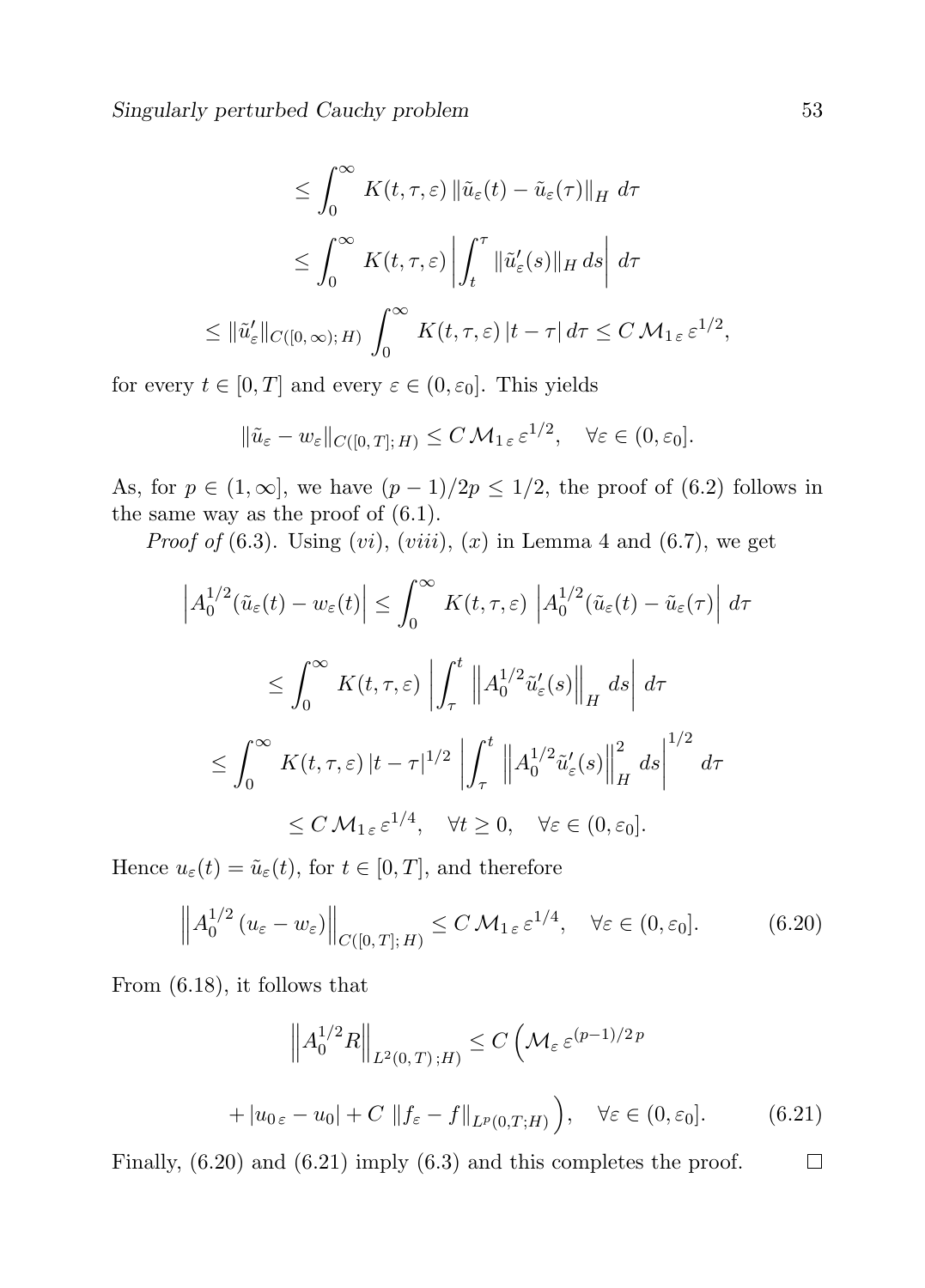$$
\leq \int_0^\infty K(t,\tau,\varepsilon)\, \|\tilde{u}_\varepsilon(t) - \tilde{u}_\varepsilon(\tau)\|_H \, d\tau
$$

$$
\leq \int_0^\infty K(t,\tau,\varepsilon) \left| \int_t^\tau \|\tilde{u}'_\varepsilon(s)\|_H \, ds \right| \, d\tau
$$

$$
\leq \|\tilde{u}'_\varepsilon\|_{C([0,\infty);\, H)} \int_0^\infty K(t,\tau,\varepsilon)\, |t-\tau| \, d\tau \leq C\, \mathcal{M}_{1\,\varepsilon}\, \varepsilon^{1/2},
$$

for every $t \in [0,T]$ and every $\varepsilon \in (0, \varepsilon_0]$. This yields

$$
\|\tilde{u}_\varepsilon - w_\varepsilon\|_{C([0,T];\, H)} \leq C\, \mathcal{M}_{1\,\varepsilon}\, \varepsilon^{1/2}, \quad \forall \varepsilon \in (0, \varepsilon_0].
$$

As, for $p \in (1, \infty]$, we have $(p-1)/2p \leq 1/2$, the proof of (6.2) follows in the same way as the proof of (6.1).

*Proof of* (6.3). Using $(vi)$, $(viii)$, $(x)$ in Lemma 4 and (6.7), we get

$$
\left| A_0^{1/2} (\tilde{u}_\varepsilon(t) - w_\varepsilon(t) \right| \leq \int_0^\infty K(t,\tau,\varepsilon) \, \left| A_0^{1/2} (\tilde{u}_\varepsilon(t) - \tilde{u}_\varepsilon(\tau) \right| \, d\tau
$$

$$
\leq \int_0^\infty K(t,\tau,\varepsilon) \, \left| \int_\tau^t \left\| A_0^{1/2} \tilde{u}'_\varepsilon(s) \right\|_H \, ds \right| \, d\tau
$$

$$
\leq \int_0^\infty K(t,\tau,\varepsilon)\, |t-\tau|^{1/2} \left| \int_\tau^t \left\| A_0^{1/2} \tilde{u}'_\varepsilon(s) \right\|_H^2 \, ds \right|^{1/2} \, d\tau
$$

$$
\leq C\, \mathcal{M}_{1\,\varepsilon}\, \varepsilon^{1/4}, \quad \forall t \geq 0, \quad \forall \varepsilon \in (0, \varepsilon_0].
$$

Hence $u_\varepsilon(t) = \tilde{u}_\varepsilon(t)$, for $t \in [0,T]$, and therefore

$$
\left\| A_0^{1/2} \, (u_\varepsilon - w_\varepsilon) \right\|_{C([0,T];\, H)} \leq C\, \mathcal{M}_{1\,\varepsilon}\, \varepsilon^{1/4}, \quad \forall \varepsilon \in (0, \varepsilon_0]. \tag{6.20}
$$

From (6.18), it follows that

$$
\left\| A_0^{1/2} R \right\|_{L^2(0,T)\,;H)} \leq C \Big( \mathcal{M}_\varepsilon \, \varepsilon^{(p-1)/2\,p}
$$

$$
+ |u_{0\,\varepsilon} - u_0| + C\, \|f_\varepsilon - f\|_{L^p(0,T;H)} \Big), \quad \forall \varepsilon \in (0, \varepsilon_0]. \tag{6.21}
$$

Finally, (6.20) and (6.21) imply (6.3) and this completes the proof. $\square$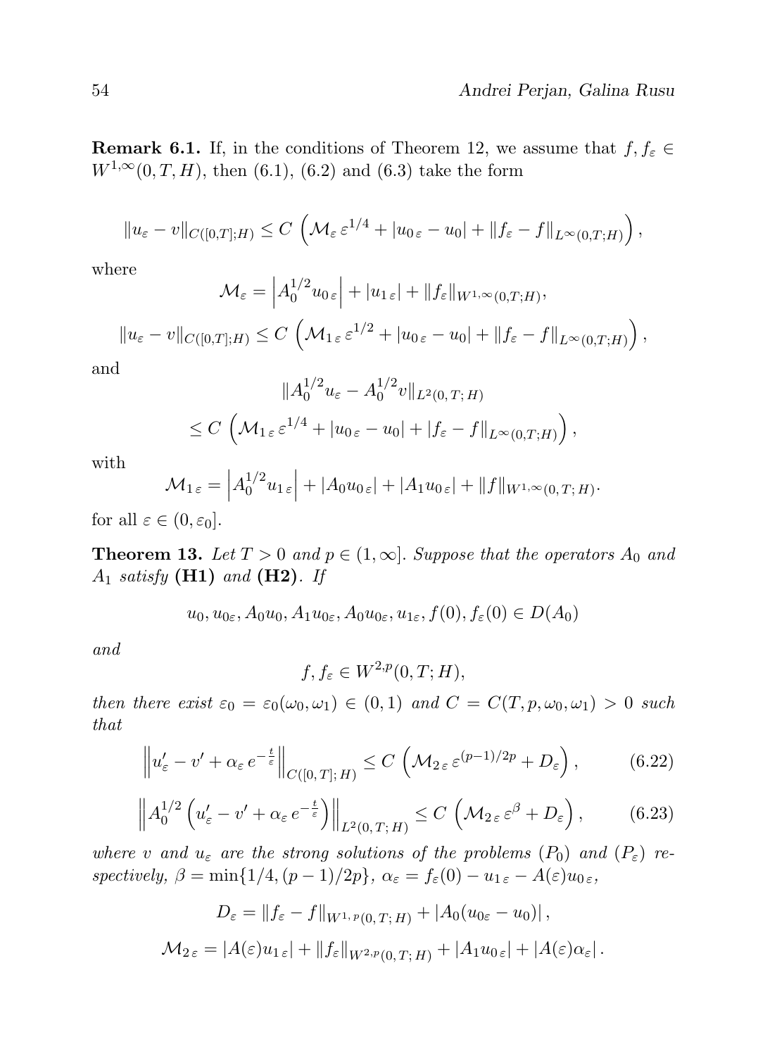**Remark 6.1.** If, in the conditions of Theorem 12, we assume that $f, f_\varepsilon \in W^{1,\infty}(0,T,H)$, then (6.1), (6.2) and (6.3) take the form

$$\|u_\varepsilon - v\|_{C([0,T];H)} \leq C\,\left(\mathcal{M}_\varepsilon\,\varepsilon^{1/4} + |u_{0\,\varepsilon} - u_0| + \|f_\varepsilon - f\|_{L^\infty(0,T;H)}\right),$$

where

$$\mathcal{M}_\varepsilon = \left|A_0^{1/2} u_{0\,\varepsilon}\right| + |u_{1\,\varepsilon}| + \|f_\varepsilon\|_{W^{1,\infty}(0,T;H)},$$

$$\|u_\varepsilon - v\|_{C([0,T];H)} \leq C\,\left(\mathcal{M}_{1\,\varepsilon}\,\varepsilon^{1/2} + |u_{0\,\varepsilon} - u_0| + \|f_\varepsilon - f\|_{L^\infty(0,T;H)}\right),$$

and

$$\|A_0^{1/2} u_\varepsilon - A_0^{1/2} v\|_{L^2(0,\,T;\,H)}$$

$$\leq C\,\left(\mathcal{M}_{1\,\varepsilon}\,\varepsilon^{1/4} + |u_{0\,\varepsilon} - u_0| + |f_\varepsilon - f\|_{L^\infty(0,T;H)}\right),$$

with

$$\mathcal{M}_{1\,\varepsilon} = \left|A_0^{1/2} u_{1\,\varepsilon}\right| + |A_0 u_{0\,\varepsilon}| + |A_1 u_{0\,\varepsilon}| + \|f\|_{W^{1,\infty}(0,\,T;\,H)}.$$

for all $\varepsilon \in (0, \varepsilon_0]$.

**Theorem 13.** *Let $T > 0$ and $p \in (1, \infty]$. Suppose that the operators $A_0$ and $A_1$ satisfy* **(H1)** *and* **(H2)**. *If*

$$u_0, u_{0\varepsilon}, A_0 u_0, A_1 u_{0\varepsilon}, A_0 u_{0\varepsilon}, u_{1\varepsilon}, f(0), f_\varepsilon(0) \in D(A_0)$$

*and*

$$f, f_\varepsilon \in W^{2,p}(0,T;H),$$

*then there exist $\varepsilon_0 = \varepsilon_0(\omega_0, \omega_1) \in (0,1)$ and $C = C(T, p, \omega_0, \omega_1) > 0$ such that*

$$\left\|u_\varepsilon' - v' + \alpha_\varepsilon\, e^{-\frac{t}{\varepsilon}}\right\|_{C([0,\,T];\,H)} \leq C\,\left(\mathcal{M}_{2\,\varepsilon}\,\varepsilon^{(p-1)/2p} + D_\varepsilon\right), \tag{6.22}$$

$$\left\|A_0^{1/2}\left(u_\varepsilon' - v' + \alpha_\varepsilon\, e^{-\frac{t}{\varepsilon}}\right)\right\|_{L^2(0,\,T;\,H)} \leq C\,\left(\mathcal{M}_{2\,\varepsilon}\,\varepsilon^{\beta} + D_\varepsilon\right), \tag{6.23}$$

*where $v$ and $u_\varepsilon$ are the strong solutions of the problems $(P_0)$ and $(P_\varepsilon)$ respectively, $\beta = \min\{1/4, (p-1)/2p\}$, $\alpha_\varepsilon = f_\varepsilon(0) - u_{1\,\varepsilon} - A(\varepsilon) u_{0\,\varepsilon}$,*

$$D_\varepsilon = \|f_\varepsilon - f\|_{W^{1,\,p}(0,\,T;\,H)} + |A_0(u_{0\varepsilon} - u_0)|\,,$$

$$\mathcal{M}_{2\,\varepsilon} = |A(\varepsilon) u_{1\,\varepsilon}| + \|f_\varepsilon\|_{W^{2,p}(0,\,T;\,H)} + |A_1 u_{0\,\varepsilon}| + |A(\varepsilon)\alpha_\varepsilon|\,.$$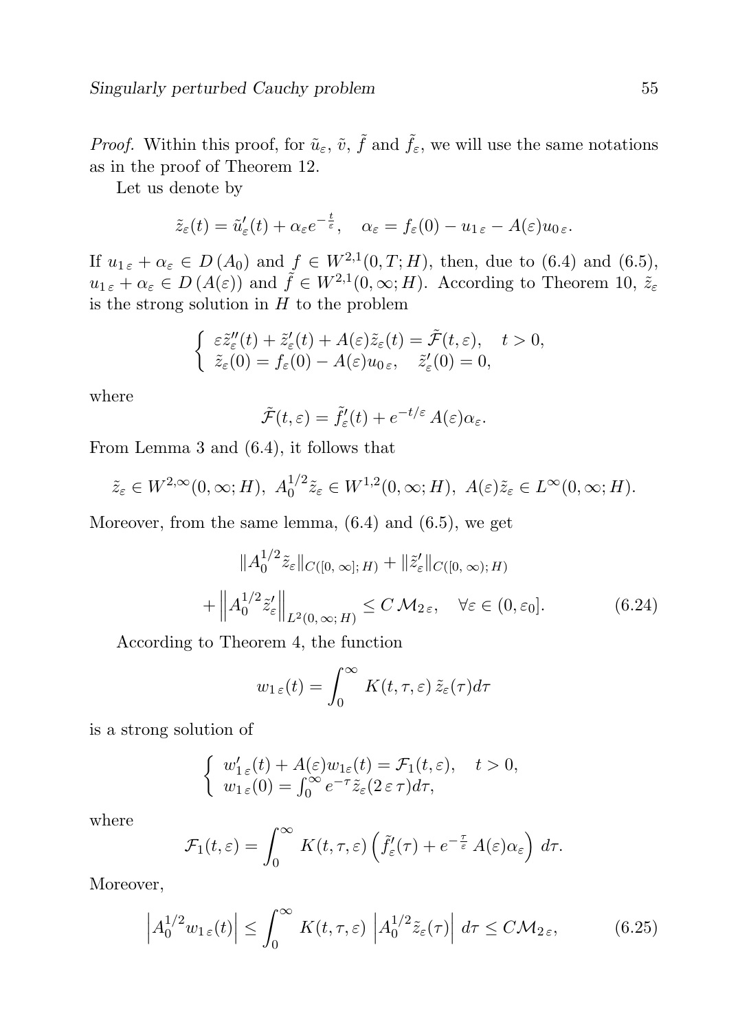*Proof.* Within this proof, for $\tilde{u}_\varepsilon$, $\tilde{v}$, $\tilde{f}$ and $\tilde{f}_\varepsilon$, we will use the same notations as in the proof of Theorem 12.

Let us denote by

$$\tilde{z}_\varepsilon(t) = \tilde{u}'_\varepsilon(t) + \alpha_\varepsilon e^{-\frac{t}{\varepsilon}}, \quad \alpha_\varepsilon = f_\varepsilon(0) - u_{1\,\varepsilon} - A(\varepsilon)u_{0\,\varepsilon}.$$

If $u_{1\,\varepsilon} + \alpha_\varepsilon \in D\left(A_0\right)$ and $f \in W^{2,1}(0,T;H)$, then, due to (6.4) and (6.5), $u_{1\,\varepsilon} + \alpha_\varepsilon \in D\left(A(\varepsilon)\right)$ and $\tilde{f} \in W^{2,1}(0,\infty;H)$. According to Theorem 10, $\tilde{z}_\varepsilon$ is the strong solution in $H$ to the problem

$$\begin{cases} \varepsilon \tilde{z}''_\varepsilon(t) + \tilde{z}'_\varepsilon(t) + A(\varepsilon)\tilde{z}_\varepsilon(t) = \tilde{\mathcal{F}}(t,\varepsilon), \quad t > 0, \\ \tilde{z}_\varepsilon(0) = f_\varepsilon(0) - A(\varepsilon)u_{0\,\varepsilon}, \quad \tilde{z}'_\varepsilon(0) = 0, \end{cases}$$

where

$$\tilde{\mathcal{F}}(t,\varepsilon) = \tilde{f}'_\varepsilon(t) + e^{-t/\varepsilon}\, A(\varepsilon)\alpha_\varepsilon.$$

From Lemma 3 and (6.4), it follows that

$$\tilde{z}_\varepsilon \in W^{2,\infty}(0,\infty;H),\ A_0^{1/2}\tilde{z}_\varepsilon \in W^{1,2}(0,\infty;H),\ A(\varepsilon)\tilde{z}_\varepsilon \in L^\infty(0,\infty;H).$$

Moreover, from the same lemma, (6.4) and (6.5), we get

$$\|A_0^{1/2}\tilde{z}_\varepsilon\|_{C([0,\,\infty];\,H)} + \|\tilde{z}'_\varepsilon\|_{C([0,\,\infty);\,H)}$$
$$+ \left\| A_0^{1/2}\tilde{z}'_\varepsilon \right\|_{L^2(0,\,\infty;\,H)} \leq C\,\mathcal{M}_{2\,\varepsilon}, \quad \forall \varepsilon \in (0,\varepsilon_0]. \tag{6.24}$$

According to Theorem 4, the function

$$w_{1\,\varepsilon}(t) = \int_0^\infty K(t,\tau,\varepsilon)\, \tilde{z}_\varepsilon(\tau) d\tau$$

is a strong solution of

$$\begin{cases} w'_{1\,\varepsilon}(t) + A(\varepsilon)w_{1\varepsilon}(t) = \mathcal{F}_1(t,\varepsilon), \quad t > 0, \\ w_{1\,\varepsilon}(0) = \int_0^\infty e^{-\tau}\tilde{z}_\varepsilon(2\,\varepsilon\,\tau)d\tau, \end{cases}$$

where

$$\mathcal{F}_1(t,\varepsilon) = \int_0^\infty K(t,\tau,\varepsilon)\left(\tilde{f}'_\varepsilon(\tau) + e^{-\frac{\tau}{\varepsilon}}\, A(\varepsilon)\alpha_\varepsilon\right)\, d\tau.$$

Moreover,

$$\left|A_0^{1/2}w_{1\,\varepsilon}(t)\right| \leq \int_0^\infty K(t,\tau,\varepsilon)\, \left|A_0^{1/2}\tilde{z}_\varepsilon(\tau)\right|\, d\tau \leq C\mathcal{M}_{2\,\varepsilon}, \tag{6.25}$$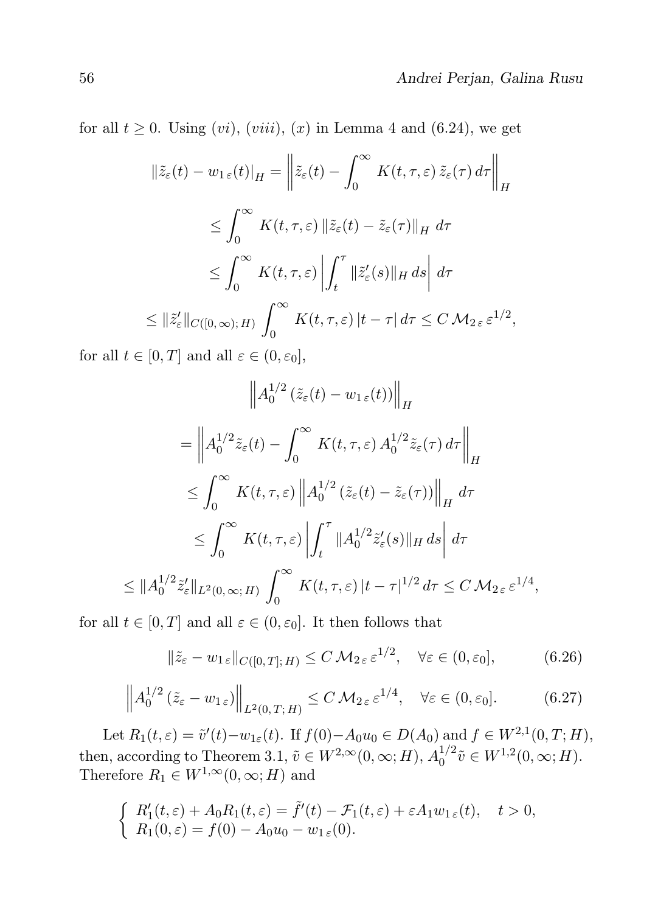for all $t \geq 0$. Using $(vi)$, $(viii)$, $(x)$ in Lemma 4 and (6.24), we get

$$
\begin{aligned}
\|\tilde{z}_\varepsilon(t) - w_{1\,\varepsilon}(t)|_H &= \left\| \tilde{z}_\varepsilon(t) - \int_0^\infty K(t,\tau,\varepsilon)\, \tilde{z}_\varepsilon(\tau)\, d\tau \right\|_H \\
&\leq \int_0^\infty K(t,\tau,\varepsilon)\, \|\tilde{z}_\varepsilon(t) - \tilde{z}_\varepsilon(\tau)\|_H \, d\tau \\
&\leq \int_0^\infty K(t,\tau,\varepsilon) \left| \int_t^\tau \|\tilde{z}_\varepsilon'(s)\|_H \, ds \right| d\tau \\
\leq \|\tilde{z}_\varepsilon'\|_{C([0,\infty);\,H)} &\int_0^\infty K(t,\tau,\varepsilon)\, |t-\tau|\, d\tau \leq C\, \mathcal{M}_{2\,\varepsilon}\, \varepsilon^{1/2},
\end{aligned}
$$

for all $t \in [0,T]$ and all $\varepsilon \in (0,\varepsilon_0]$,

$$
\begin{aligned}
&\left\| A_0^{1/2} \left( \tilde{z}_\varepsilon(t) - w_{1\,\varepsilon}(t) \right) \right\|_H \\
&= \left\| A_0^{1/2} \tilde{z}_\varepsilon(t) - \int_0^\infty K(t,\tau,\varepsilon)\, A_0^{1/2} \tilde{z}_\varepsilon(\tau)\, d\tau \right\|_H \\
&\leq \int_0^\infty K(t,\tau,\varepsilon) \left\| A_0^{1/2} \left( \tilde{z}_\varepsilon(t) - \tilde{z}_\varepsilon(\tau) \right) \right\|_H d\tau \\
&\leq \int_0^\infty K(t,\tau,\varepsilon) \left| \int_t^\tau \|A_0^{1/2} \tilde{z}_\varepsilon'(s)\|_H \, ds \right| d\tau \\
&\leq \|A_0^{1/2} \tilde{z}_\varepsilon'\|_{L^2(0,\,\infty;\,H)} \int_0^\infty K(t,\tau,\varepsilon)\, |t-\tau|^{1/2}\, d\tau \leq C\, \mathcal{M}_{2\,\varepsilon}\, \varepsilon^{1/4},
\end{aligned}
$$

for all $t \in [0,T]$ and all $\varepsilon \in (0,\varepsilon_0]$. It then follows that

$$
\|\tilde{z}_\varepsilon - w_{1\,\varepsilon}\|_{C([0,T];\,H)} \leq C\, \mathcal{M}_{2\,\varepsilon}\, \varepsilon^{1/2}, \quad \forall \varepsilon \in (0,\varepsilon_0], \tag{6.26}
$$

$$
\left\| A_0^{1/2} \left( \tilde{z}_\varepsilon - w_{1\,\varepsilon} \right) \right\|_{L^2(0,\,T;\,H)} \leq C\, \mathcal{M}_{2\,\varepsilon}\, \varepsilon^{1/4}, \quad \forall \varepsilon \in (0,\varepsilon_0]. \tag{6.27}
$$

Let $R_1(t,\varepsilon) = \tilde{v}'(t) - w_{1\varepsilon}(t)$. If $f(0) - A_0 u_0 \in D(A_0)$ and $f \in W^{2,1}(0,T;H)$, then, according to Theorem 3.1, $\tilde{v} \in W^{2,\infty}(0,\infty;H)$, $A_0^{1/2}\tilde{v} \in W^{1,2}(0,\infty;H)$. Therefore $R_1 \in W^{1,\infty}(0,\infty;H)$ and

$$
\begin{cases}
R_1'(t,\varepsilon) + A_0 R_1(t,\varepsilon) = \tilde{f}'(t) - \mathcal{F}_1(t,\varepsilon) + \varepsilon A_1 w_{1\,\varepsilon}(t), & t > 0, \\
R_1(0,\varepsilon) = f(0) - A_0 u_0 - w_{1\,\varepsilon}(0).
\end{cases}
$$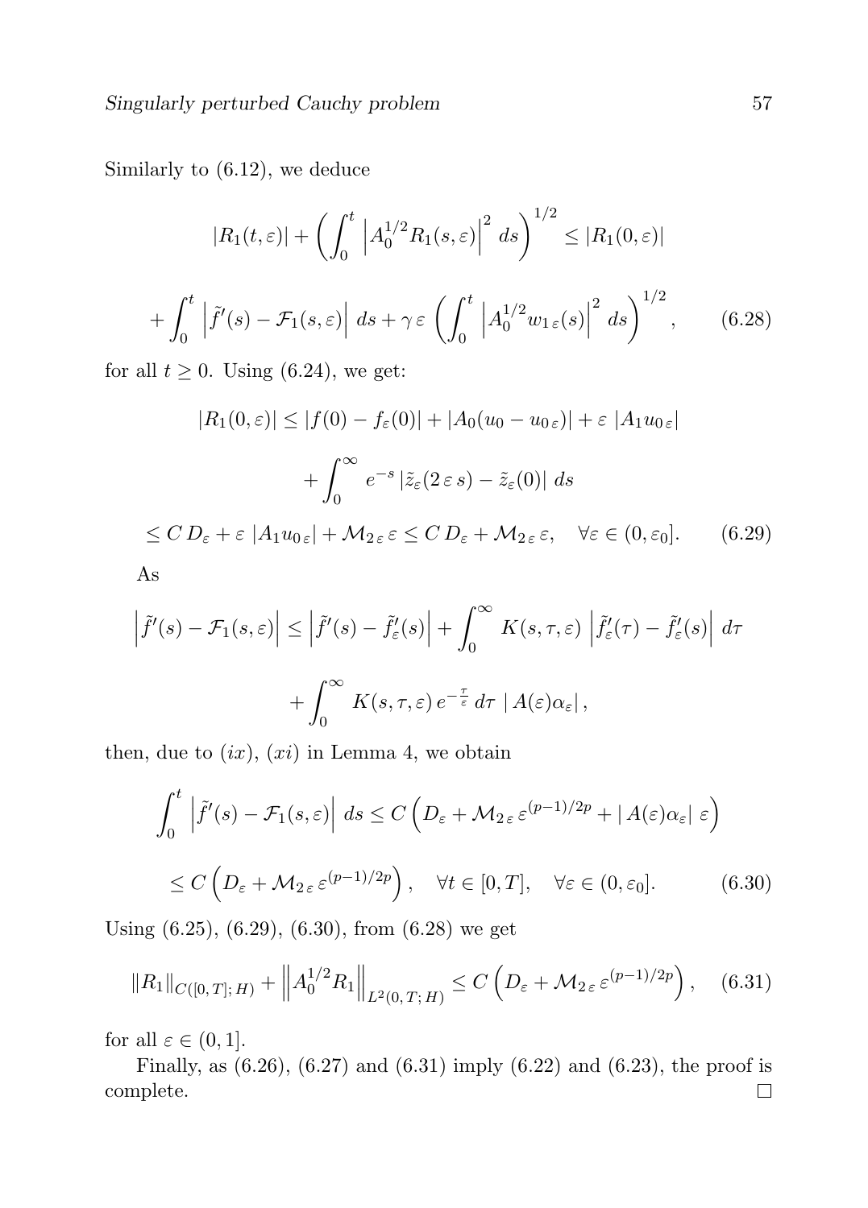Similarly to (6.12), we deduce

$$|R_1(t,\varepsilon)| + \left( \int_0^t \left| A_0^{1/2} R_1(s,\varepsilon) \right|^2 \, ds \right)^{1/2} \leq |R_1(0,\varepsilon)|$$

$$+ \int_0^t \left| \tilde{f}'(s) - \mathcal{F}_1(s,\varepsilon) \right| \, ds + \gamma \, \varepsilon \, \left( \int_0^t \left| A_0^{1/2} w_{1\,\varepsilon}(s) \right|^2 \, ds \right)^{1/2}, \qquad (6.28)$$

for all $t \geq 0$. Using (6.24), we get:

$$|R_1(0,\varepsilon)| \leq |f(0) - f_\varepsilon(0)| + |A_0(u_0 - u_{0\,\varepsilon})| + \varepsilon \, |A_1 u_{0\,\varepsilon}|$$

$$+ \int_0^\infty e^{-s} \, |\tilde{z}_\varepsilon(2\,\varepsilon\, s) - \tilde{z}_\varepsilon(0)| \, ds$$

$$\leq C\, D_\varepsilon + \varepsilon \, |A_1 u_{0\,\varepsilon}| + \mathcal{M}_{2\,\varepsilon}\, \varepsilon \leq C\, D_\varepsilon + \mathcal{M}_{2\,\varepsilon}\, \varepsilon, \quad \forall \varepsilon \in (0, \varepsilon_0]. \qquad (6.29)$$

As

$$\left| \tilde{f}'(s) - \mathcal{F}_1(s,\varepsilon) \right| \leq \left| \tilde{f}'(s) - \tilde{f}'_\varepsilon(s) \right| + \int_0^\infty K(s,\tau,\varepsilon) \, \left| \tilde{f}'_\varepsilon(\tau) - \tilde{f}'_\varepsilon(s) \right| \, d\tau$$

$$+ \int_0^\infty K(s,\tau,\varepsilon)\, e^{-\frac{\tau}{\varepsilon}} \, d\tau \; | \, A(\varepsilon)\alpha_\varepsilon| \,,$$

then, due to $(ix)$, $(xi)$ in Lemma 4, we obtain

$$\int_0^t \left| \tilde{f}'(s) - \mathcal{F}_1(s,\varepsilon) \right| \, ds \leq C \left( D_\varepsilon + \mathcal{M}_{2\,\varepsilon}\, \varepsilon^{(p-1)/2p} + | \, A(\varepsilon)\alpha_\varepsilon| \; \varepsilon \right)$$

$$\leq C \left( D_\varepsilon + \mathcal{M}_{2\,\varepsilon}\, \varepsilon^{(p-1)/2p} \right), \quad \forall t \in [0,T], \quad \forall \varepsilon \in (0,\varepsilon_0]. \qquad (6.30)$$

Using (6.25), (6.29), (6.30), from (6.28) we get

$$\|R_1\|_{C([0,T];\,H)} + \left\| A_0^{1/2} R_1 \right\|_{L^2(0,\,T;\,H)} \leq C \left( D_\varepsilon + \mathcal{M}_{2\,\varepsilon}\, \varepsilon^{(p-1)/2p} \right), \quad (6.31)$$

for all $\varepsilon \in (0,1]$.

Finally, as (6.26), (6.27) and (6.31) imply (6.22) and (6.23), the proof is complete. □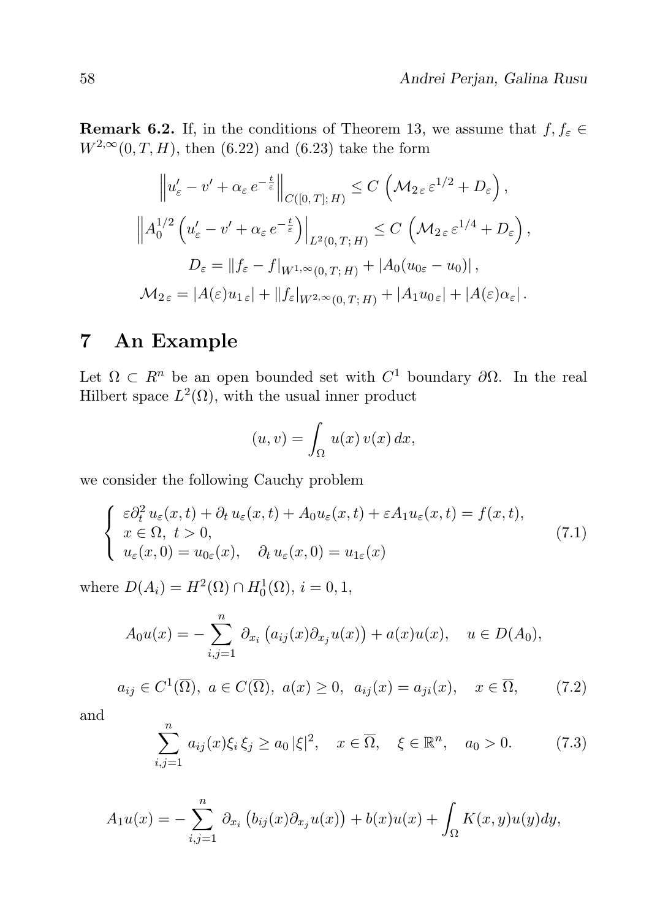**Remark 6.2.** If, in the conditions of Theorem 13, we assume that $f, f_\varepsilon \in W^{2,\infty}(0,T,H)$, then (6.22) and (6.23) take the form

$$
\left\| u'_\varepsilon - v' + \alpha_\varepsilon \, e^{-\frac{t}{\varepsilon}} \right\|_{C([0,T];\, H)} \leq C \left( \mathcal{M}_{2\,\varepsilon} \, \varepsilon^{1/2} + D_\varepsilon \right),
$$

$$
\left\| A_0^{1/2} \left( u'_\varepsilon - v' + \alpha_\varepsilon \, e^{-\frac{t}{\varepsilon}} \right) \right|_{L^2(0,T;\, H)} \leq C \left( \mathcal{M}_{2\,\varepsilon} \, \varepsilon^{1/4} + D_\varepsilon \right),
$$

$$
D_\varepsilon = \| f_\varepsilon - f|_{W^{1,\infty}(0,T;\, H)} + |A_0(u_{0\varepsilon} - u_0)| \, ,
$$

$$
\mathcal{M}_{2\,\varepsilon} = |A(\varepsilon) u_{1\,\varepsilon}| + \| f_\varepsilon|_{W^{2,\infty}(0,T;\, H)} + |A_1 u_{0\,\varepsilon}| + |A(\varepsilon)\alpha_\varepsilon| \, .
$$

# 7 An Example

Let $\Omega \subset R^n$ be an open bounded set with $C^1$ boundary $\partial\Omega$. In the real Hilbert space $L^2(\Omega)$, with the usual inner product

$$
(u, v) = \int_\Omega u(x)\, v(x)\, dx,
$$

we consider the following Cauchy problem

$$
\begin{cases}
\varepsilon \partial_t^2 \, u_\varepsilon(x,t) + \partial_t \, u_\varepsilon(x,t) + A_0 u_\varepsilon(x,t) + \varepsilon A_1 u_\varepsilon(x,t) = f(x,t), \\
x \in \Omega, \ t > 0, \\
u_\varepsilon(x, 0) = u_{0\varepsilon}(x), \quad \partial_t \, u_\varepsilon(x, 0) = u_{1\varepsilon}(x)
\end{cases}
\tag{7.1}
$$

where $D(A_i) = H^2(\Omega) \cap H_0^1(\Omega), \ i = 0, 1,$

$$
A_0 u(x) = -\sum_{i,j=1}^n \partial_{x_i} \left( a_{ij}(x) \partial_{x_j} u(x) \right) + a(x) u(x), \quad u \in D(A_0),
$$

$$
a_{ij} \in C^1(\overline{\Omega}), \ a \in C(\overline{\Omega}), \ a(x) \geq 0, \ a_{ij}(x) = a_{ji}(x), \quad x \in \overline{\Omega}, \tag{7.2}
$$

and

$$
\sum_{i,j=1}^n a_{ij}(x) \xi_i \, \xi_j \geq a_0 \, |\xi|^2, \quad x \in \overline{\Omega}, \quad \xi \in \mathbb{R}^n, \quad a_0 > 0. \tag{7.3}
$$

$$
A_1 u(x) = -\sum_{i,j=1}^n \partial_{x_i} \left( b_{ij}(x) \partial_{x_j} u(x) \right) + b(x) u(x) + \int_\Omega K(x,y) u(y) dy,
$$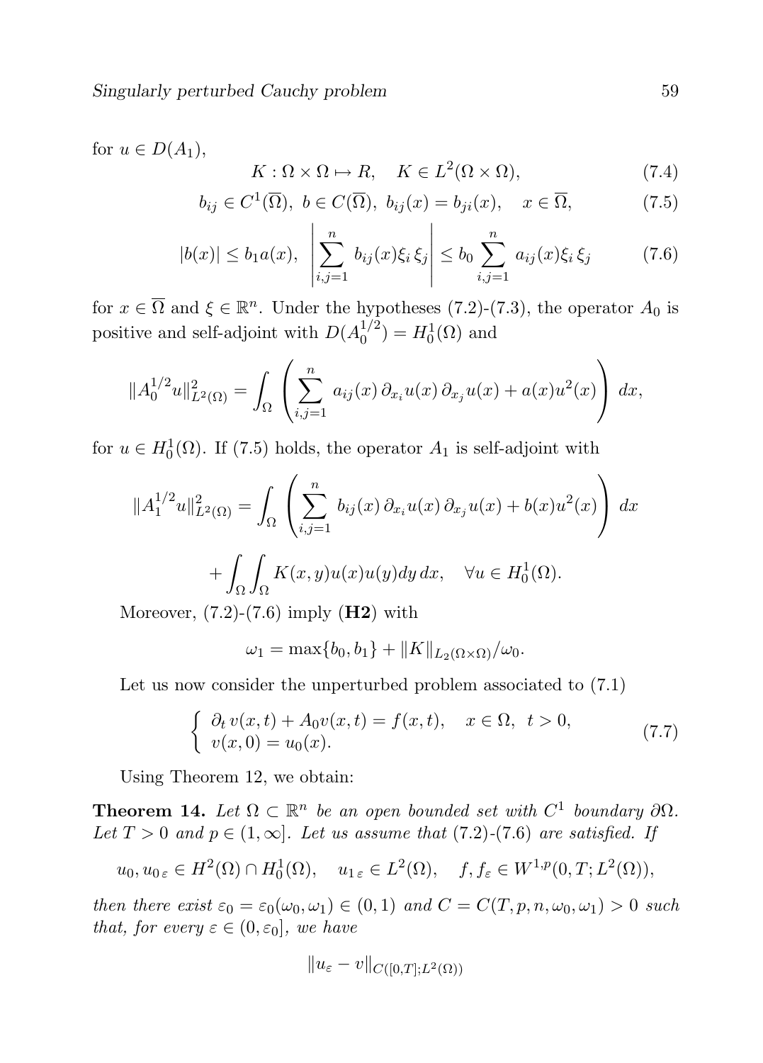for $u \in D(A_1)$,

$$K : \Omega \times \Omega \mapsto R, \quad K \in L^2(\Omega \times \Omega), \tag{7.4}$$

$$b_{ij} \in C^1(\overline{\Omega}),\ b \in C(\overline{\Omega}),\ b_{ij}(x) = b_{ji}(x), \quad x \in \overline{\Omega}, \tag{7.5}$$

$$|b(x)| \leq b_1 a(x), \quad \left| \sum_{i,j=1}^{n} b_{ij}(x)\xi_i\, \xi_j \right| \leq b_0 \sum_{i,j=1}^{n} a_{ij}(x)\xi_i\, \xi_j \tag{7.6}$$

for $x \in \overline{\Omega}$ and $\xi \in \mathbb{R}^n$. Under the hypotheses (7.2)-(7.3), the operator $A_0$ is positive and self-adjoint with $D(A_0^{1/2}) = H_0^1(\Omega)$ and

$$\|A_0^{1/2} u\|^2_{L^2(\Omega)} = \int_\Omega \left( \sum_{i,j=1}^{n} a_{ij}(x)\, \partial_{x_i} u(x)\, \partial_{x_j} u(x) + a(x) u^2(x) \right) dx,$$

for $u \in H_0^1(\Omega)$. If (7.5) holds, the operator $A_1$ is self-adjoint with

$$\|A_1^{1/2} u\|^2_{L^2(\Omega)} = \int_\Omega \left( \sum_{i,j=1}^{n} b_{ij}(x)\, \partial_{x_i} u(x)\, \partial_{x_j} u(x) + b(x) u^2(x) \right) dx$$

$$+ \int_\Omega \int_\Omega K(x,y) u(x) u(y) dy\, dx, \quad \forall u \in H_0^1(\Omega).$$

Moreover, (7.2)-(7.6) imply (**H2**) with

$$\omega_1 = \max\{b_0, b_1\} + \|K\|_{L_2(\Omega\times\Omega)}/\omega_0.$$

Let us now consider the unperturbed problem associated to (7.1)

$$\begin{cases} \partial_t\, v(x,t) + A_0 v(x,t) = f(x,t), \quad x \in \Omega, \ t > 0, \\ v(x,0) = u_0(x). \end{cases} \tag{7.7}$$

Using Theorem 12, we obtain:

**Theorem 14.** *Let $\Omega \subset \mathbb{R}^n$ be an open bounded set with $C^1$ boundary $\partial\Omega$. Let $T > 0$ and $p \in (1, \infty]$. Let us assume that (7.2)-(7.6) are satisfied. If*

$$u_0, u_{0\,\varepsilon} \in H^2(\Omega) \cap H_0^1(\Omega), \quad u_{1\,\varepsilon} \in L^2(\Omega), \quad f, f_\varepsilon \in W^{1,p}(0,T; L^2(\Omega)),$$

*then there exist $\varepsilon_0 = \varepsilon_0(\omega_0, \omega_1) \in (0,1)$ and $C = C(T, p, n, \omega_0, \omega_1) > 0$ such that, for every $\varepsilon \in (0, \varepsilon_0]$, we have*

$$\|u_\varepsilon - v\|_{C([0,T]; L^2(\Omega))}$$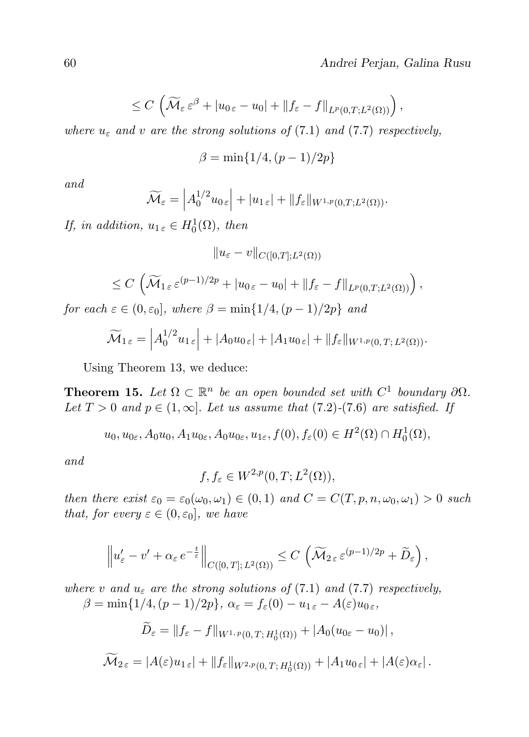$$\leq C\,\left(\widetilde{\mathcal{M}}_\varepsilon\,\varepsilon^{\beta} + |u_{0\,\varepsilon} - u_0| + \|f_\varepsilon - f\|_{L^p(0,T;L^2(\Omega))}\right),$$

*where* $u_\varepsilon$ *and* $v$ *are the strong solutions of* (7.1) *and* (7.7) *respectively,*

$$\beta = \min\{1/4, (p-1)/2p\}$$

*and*

$$\widetilde{\mathcal{M}}_\varepsilon = \left|A_0^{1/2} u_{0\,\varepsilon}\right| + |u_{1\,\varepsilon}| + \|f_\varepsilon\|_{W^{1,p}(0,T;L^2(\Omega))}.$$

*If, in addition,* $u_{1\,\varepsilon} \in H_0^1(\Omega)$, *then*

$$\|u_\varepsilon - v\|_{C([0,T];L^2(\Omega))}$$

$$\leq C\,\left(\widetilde{\mathcal{M}}_{1\,\varepsilon}\,\varepsilon^{(p-1)/2p} + |u_{0\,\varepsilon} - u_0| + \|f_\varepsilon - f\|_{L^p(0,T;L^2(\Omega))}\right),$$

*for each* $\varepsilon \in (0, \varepsilon_0]$, *where* $\beta = \min\{1/4, (p-1)/2p\}$ *and*

$$\widetilde{\mathcal{M}}_{1\,\varepsilon} = \left|A_0^{1/2} u_{1\,\varepsilon}\right| + |A_0 u_{0\,\varepsilon}| + |A_1 u_{0\,\varepsilon}| + \|f_\varepsilon\|_{W^{1,p}(0,\,T;\,L^2(\Omega))}.$$

Using Theorem 13, we deduce:

**Theorem 15.** *Let* $\Omega \subset \mathbb{R}^n$ *be an open bounded set with* $C^1$ *boundary* $\partial\Omega$. *Let* $T > 0$ *and* $p \in (1, \infty]$. *Let us assume that* (7.2)-(7.6) *are satisfied. If*

$$u_0, u_{0\varepsilon}, A_0 u_0, A_1 u_{0\varepsilon}, A_0 u_{0\varepsilon}, u_{1\varepsilon}, f(0), f_\varepsilon(0) \in H^2(\Omega) \cap H_0^1(\Omega),$$

*and*

$$f, f_\varepsilon \in W^{2,p}(0,T;L^2(\Omega)),$$

*then there exist* $\varepsilon_0 = \varepsilon_0(\omega_0, \omega_1) \in (0,1)$ *and* $C = C(T, p, n, \omega_0, \omega_1) > 0$ *such that, for every* $\varepsilon \in (0, \varepsilon_0]$, *we have*

$$\left\|u_\varepsilon' - v' + \alpha_\varepsilon\, e^{-\frac{t}{\varepsilon}}\right\|_{C([0,\,T];\,L^2(\Omega))} \leq C\,\left(\widetilde{\mathcal{M}}_{2\,\varepsilon}\,\varepsilon^{(p-1)/2p} + \widetilde{D}_\varepsilon\right),$$

*where* $v$ *and* $u_\varepsilon$ *are the strong solutions of* (7.1) *and* (7.7) *respectively,*
$\beta = \min\{1/4, (p-1)/2p\}$, $\alpha_\varepsilon = f_\varepsilon(0) - u_{1\,\varepsilon} - A(\varepsilon) u_{0\,\varepsilon}$,

$$\widetilde{D}_\varepsilon = \|f_\varepsilon - f\|_{W^{1,\,p}(0,\,T;\,H_0^1(\Omega))} + |A_0(u_{0\varepsilon} - u_0)|\,,$$

$$\widetilde{\mathcal{M}}_{2\,\varepsilon} = |A(\varepsilon) u_{1\,\varepsilon}| + \|f_\varepsilon\|_{W^{2,p}(0,\,T;\,H_0^1(\Omega))} + |A_1 u_{0\,\varepsilon}| + |A(\varepsilon)\alpha_\varepsilon|\,.$$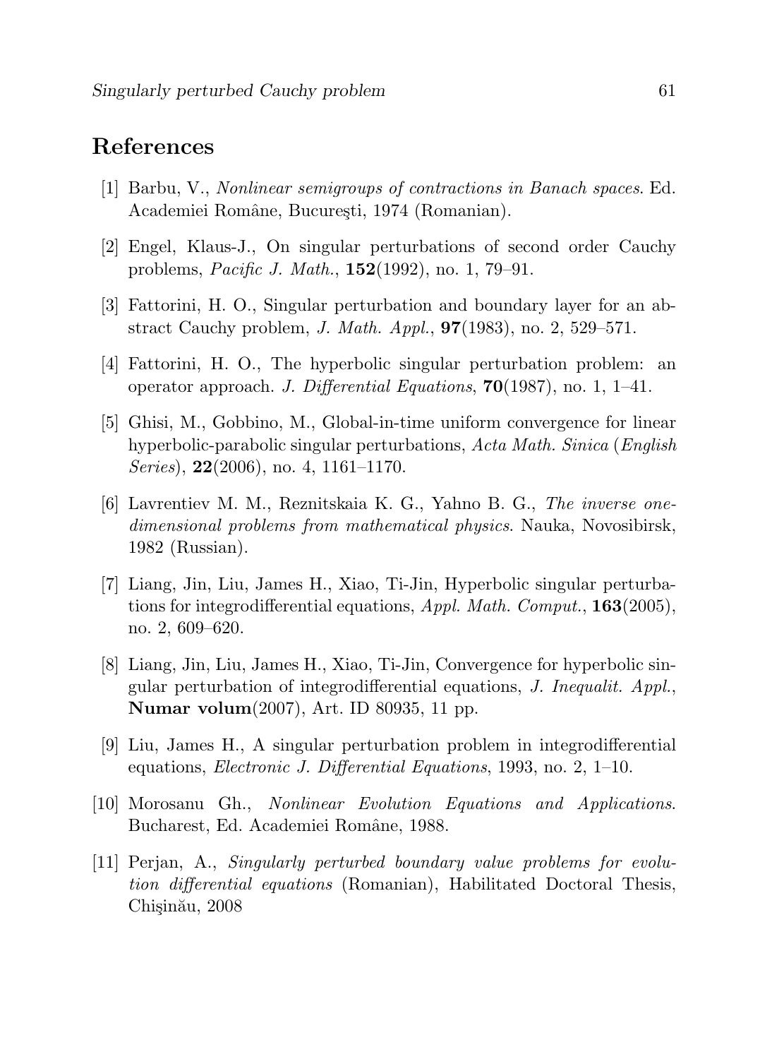## References

[1] Barbu, V., *Nonlinear semigroups of contractions in Banach spaces*. Ed. Academiei Române, Bucureşti, 1974 (Romanian).

[2] Engel, Klaus-J., On singular perturbations of second order Cauchy problems, *Pacific J. Math.*, **152**(1992), no. 1, 79–91.

[3] Fattorini, H. O., Singular perturbation and boundary layer for an abstract Cauchy problem, *J. Math. Appl.*, **97**(1983), no. 2, 529–571.

[4] Fattorini, H. O., The hyperbolic singular perturbation problem: an operator approach. *J. Differential Equations*, **70**(1987), no. 1, 1–41.

[5] Ghisi, M., Gobbino, M., Global-in-time uniform convergence for linear hyperbolic-parabolic singular perturbations, *Acta Math. Sinica* (*English Series*), **22**(2006), no. 4, 1161–1170.

[6] Lavrentiev M. M., Reznitskaia K. G., Yahno B. G., *The inverse one-dimensional problems from mathematical physics*. Nauka, Novosibirsk, 1982 (Russian).

[7] Liang, Jin, Liu, James H., Xiao, Ti-Jin, Hyperbolic singular perturbations for integrodifferential equations, *Appl. Math. Comput.*, **163**(2005), no. 2, 609–620.

[8] Liang, Jin, Liu, James H., Xiao, Ti-Jin, Convergence for hyperbolic singular perturbation of integrodifferential equations, *J. Inequalit. Appl.*, **Numar volum**(2007), Art. ID 80935, 11 pp.

[9] Liu, James H., A singular perturbation problem in integrodifferential equations, *Electronic J. Differential Equations*, 1993, no. 2, 1–10.

[10] Morosanu Gh., *Nonlinear Evolution Equations and Applications*. Bucharest, Ed. Academiei Române, 1988.

[11] Perjan, A., *Singularly perturbed boundary value problems for evolution differential equations* (Romanian), Habilitated Doctoral Thesis, Chişinău, 2008